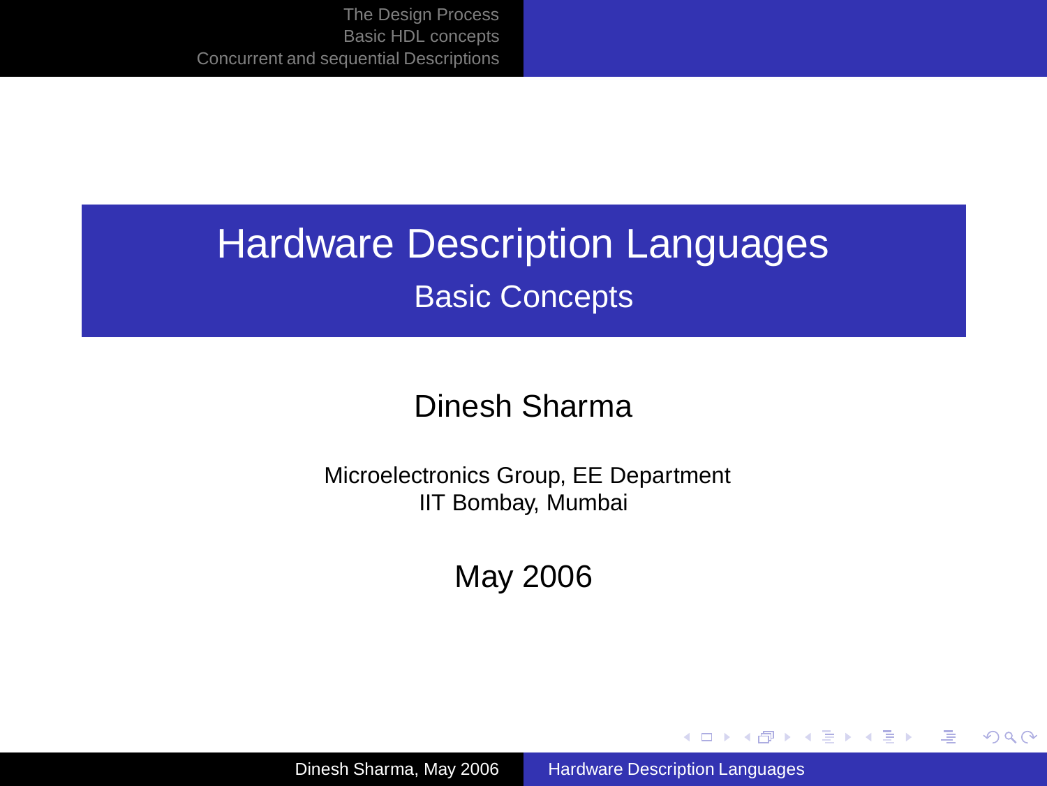# Hardware Description Languages

## Basic Concepts

Dinesh Sharma

Microelectronics Group, EE Department
IIT Bombay, Mumbai

May 2006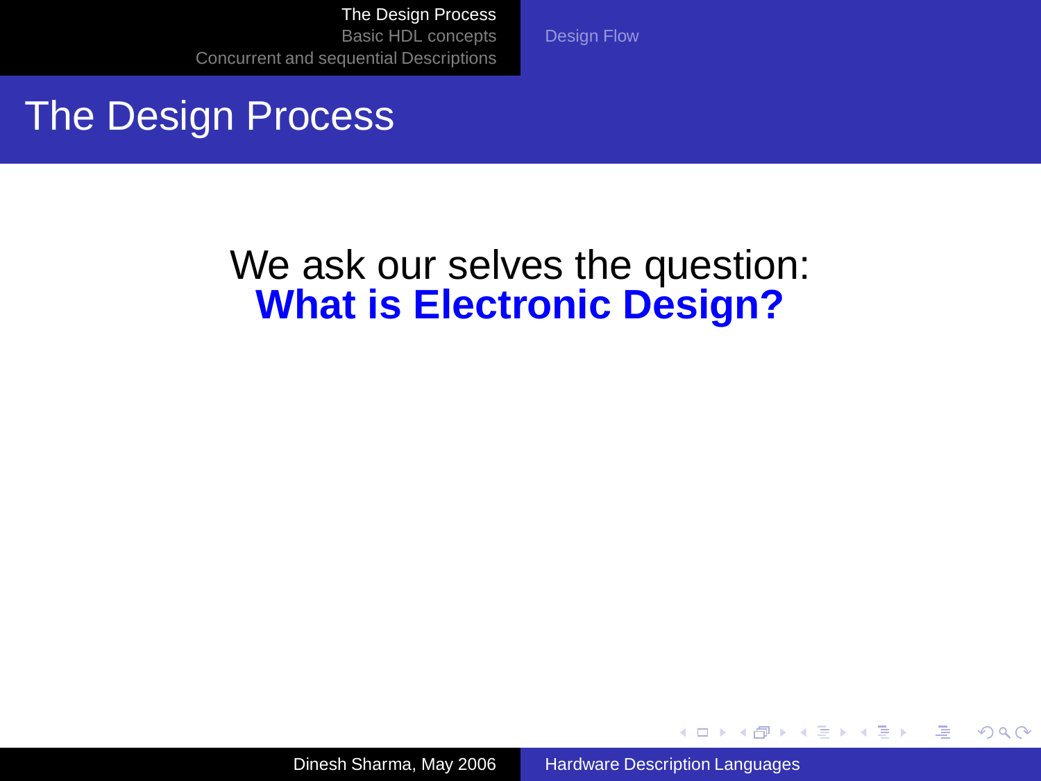# The Design Process

We ask our selves the question:
**What is Electronic Design?**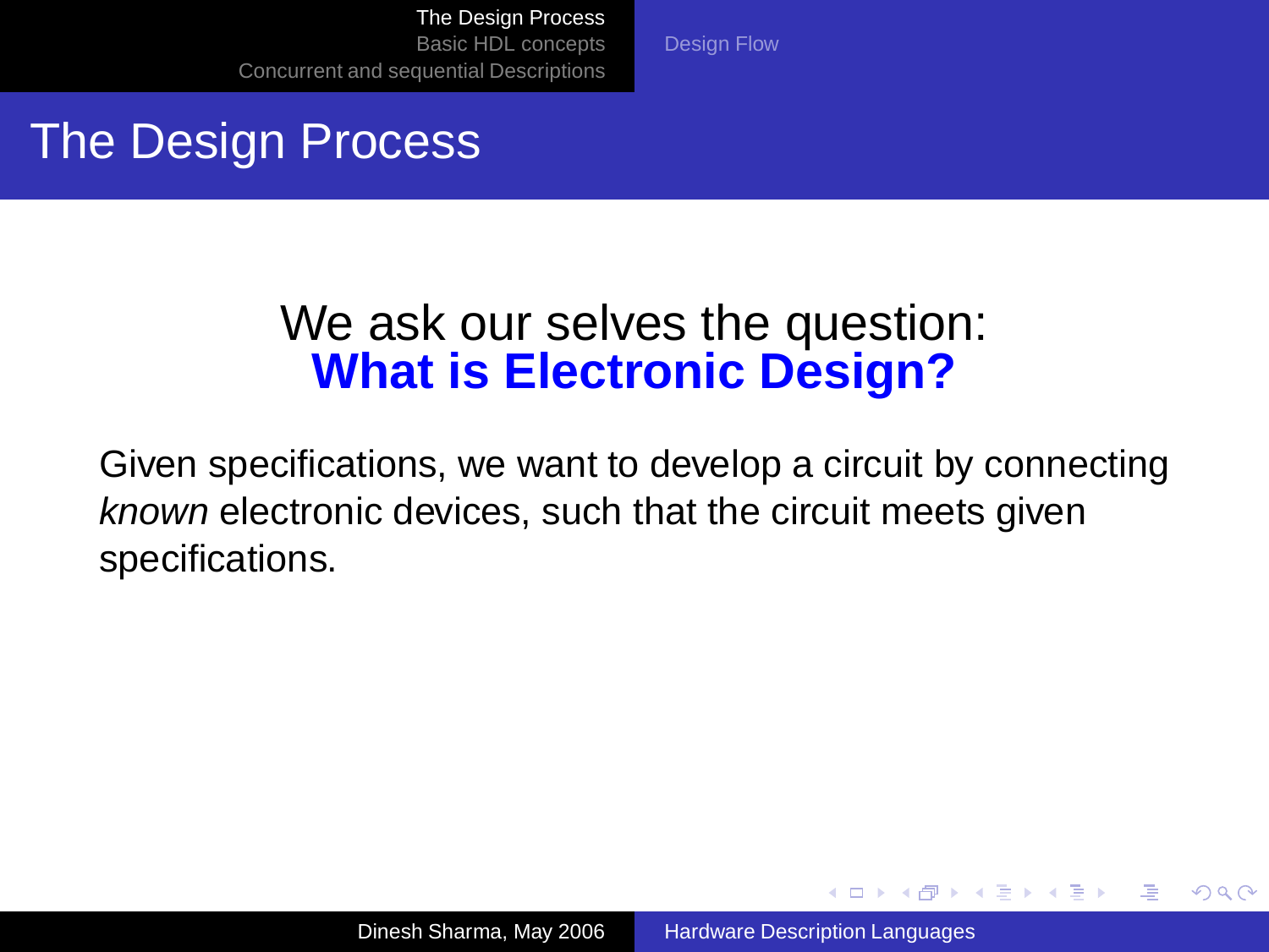# The Design Process

We ask our selves the question:
**What is Electronic Design?**

Given specifications, we want to develop a circuit by connecting *known* electronic devices, such that the circuit meets given specifications.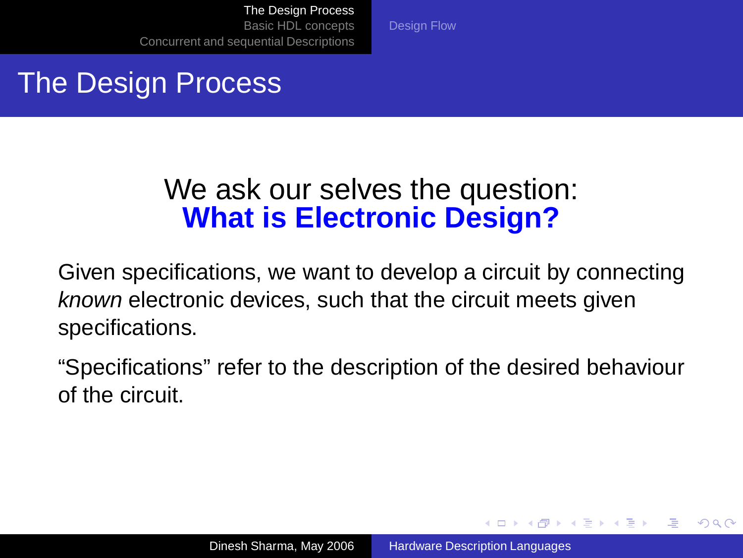# The Design Process

We ask our selves the question:
**What is Electronic Design?**

Given specifications, we want to develop a circuit by connecting *known* electronic devices, such that the circuit meets given specifications.

“Specifications” refer to the description of the desired behaviour of the circuit.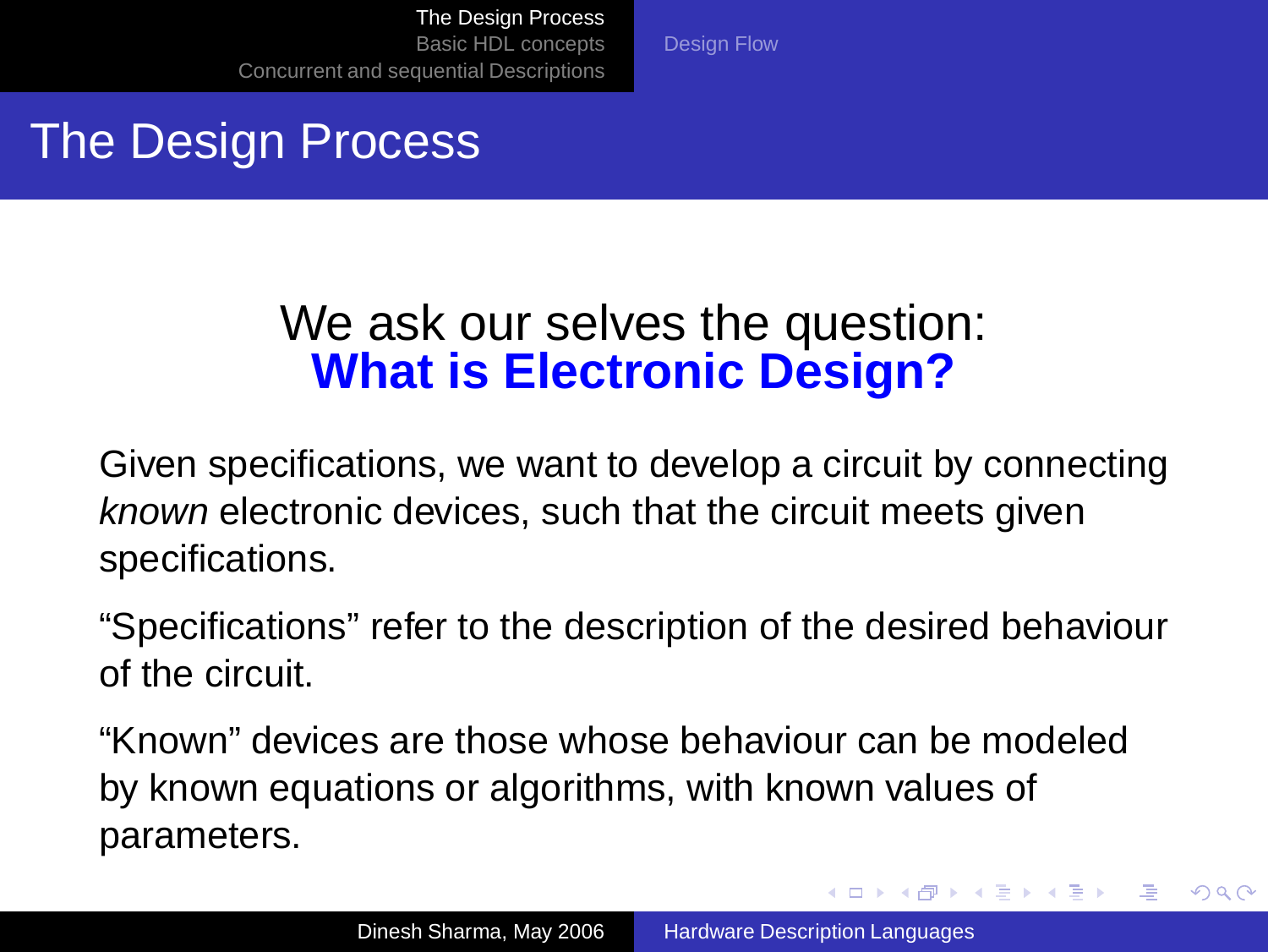# The Design Process

We ask our selves the question:
**What is Electronic Design?**

Given specifications, we want to develop a circuit by connecting *known* electronic devices, such that the circuit meets given specifications.

“Specifications” refer to the description of the desired behaviour of the circuit.

“Known” devices are those whose behaviour can be modeled by known equations or algorithms, with known values of parameters.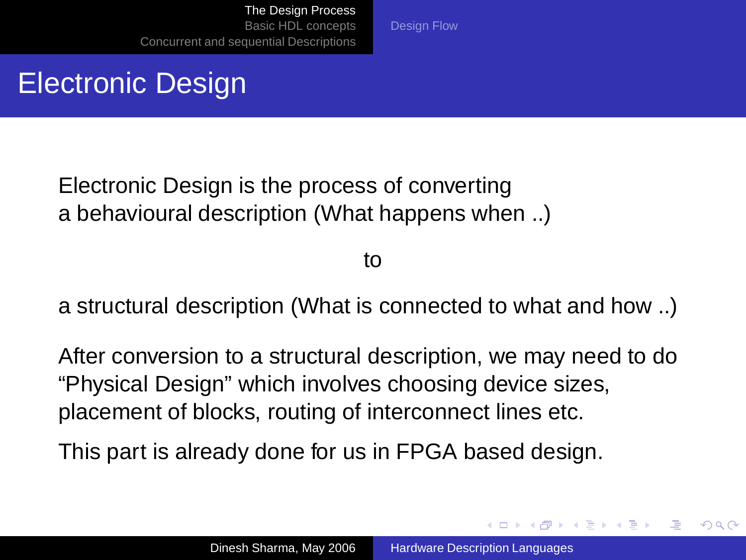# Electronic Design

Electronic Design is the process of converting
a behavioural description (What happens when ..)

to

a structural description (What is connected to what and how ..)

After conversion to a structural description, we may need to do "Physical Design" which involves choosing device sizes, placement of blocks, routing of interconnect lines etc.

This part is already done for us in FPGA based design.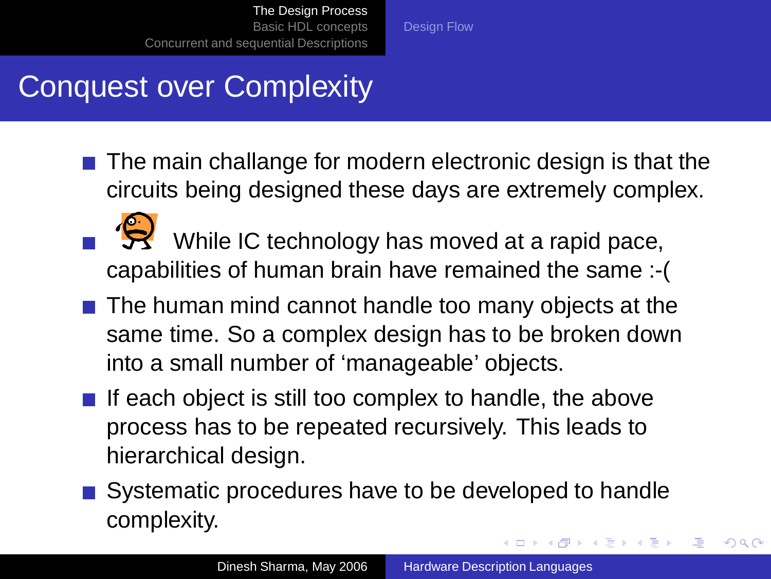# Conquest over Complexity

- The main challange for modern electronic design is that the circuits being designed these days are extremely complex.
- While IC technology has moved at a rapid pace, capabilities of human brain have remained the same :-(
- The human mind cannot handle too many objects at the same time. So a complex design has to be broken down into a small number of 'manageable' objects.
- If each object is still too complex to handle, the above process has to be repeated recursively. This leads to hierarchical design.
- Systematic procedures have to be developed to handle complexity.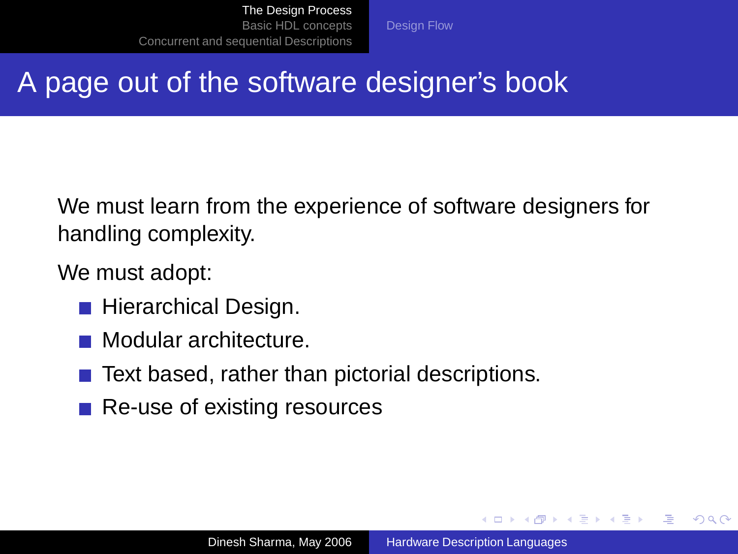# A page out of the software designer's book

We must learn from the experience of software designers for handling complexity.

We must adopt:

- Hierarchical Design.
- Modular architecture.
- Text based, rather than pictorial descriptions.
- Re-use of existing resources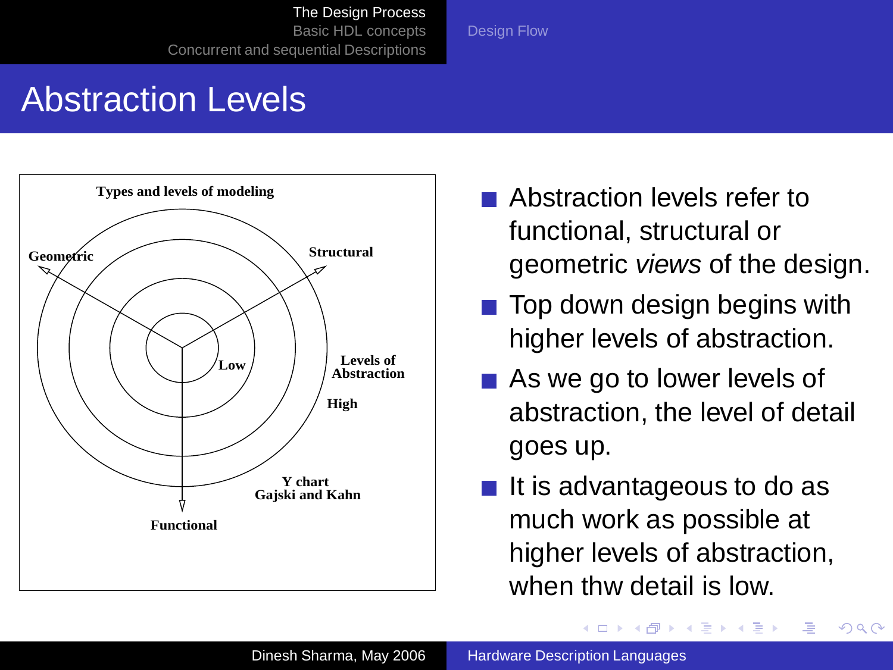# Abstraction Levels

Types and levels of modeling

Geometric

Structural

Low

Levels of Abstraction

High

Y chart
Gajski and Kahn

Functional

- Abstraction levels refer to functional, structural or geometric *views* of the design.
- Top down design begins with higher levels of abstraction.
- As we go to lower levels of abstraction, the level of detail goes up.
- It is advantageous to do as much work as possible at higher levels of abstraction, when thw detail is low.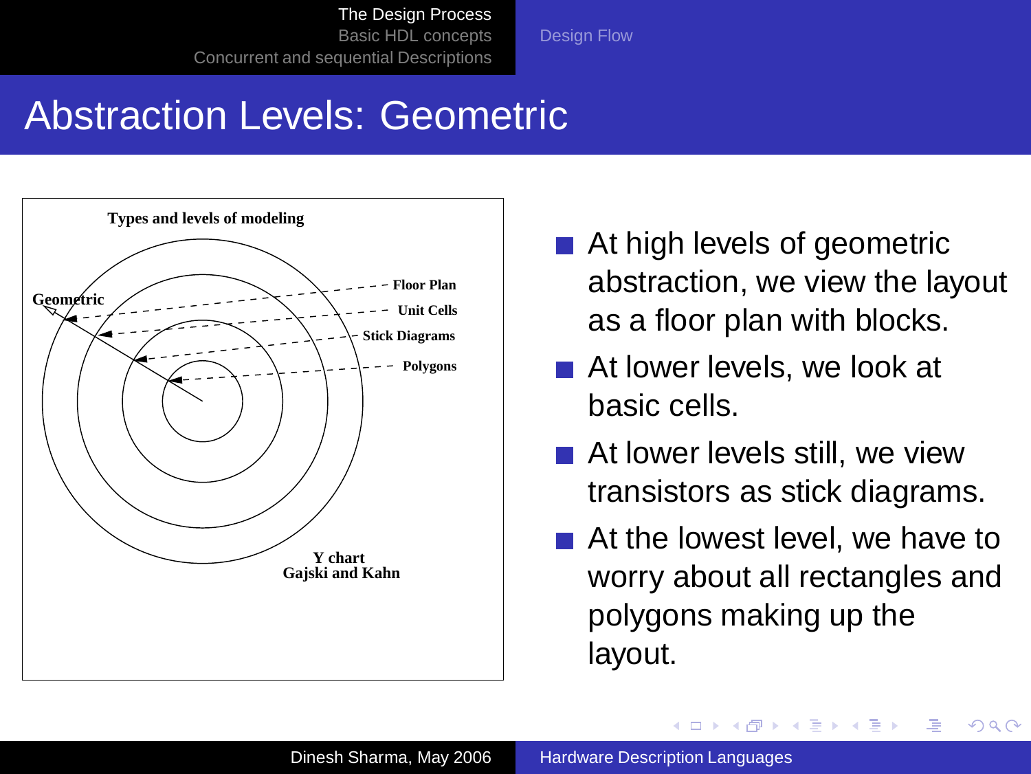# Abstraction Levels: Geometric

Types and levels of modeling

Geometric

Floor Plan

Unit Cells

Stick Diagrams

Polygons

Y chart
Gajski and Kahn

- At high levels of geometric abstraction, we view the layout as a floor plan with blocks.
- At lower levels, we look at basic cells.
- At lower levels still, we view transistors as stick diagrams.
- At the lowest level, we have to worry about all rectangles and polygons making up the layout.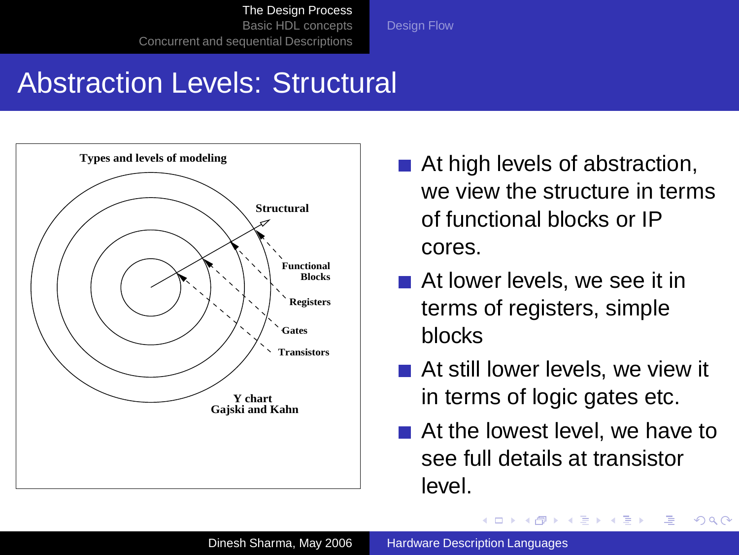# Abstraction Levels: Structural

Types and levels of modeling

Structural

Functional Blocks

Registers

Gates

Transistors

Y chart
Gajski and Kahn

- At high levels of abstraction, we view the structure in terms of functional blocks or IP cores.
- At lower levels, we see it in terms of registers, simple blocks
- At still lower levels, we view it in terms of logic gates etc.
- At the lowest level, we have to see full details at transistor level.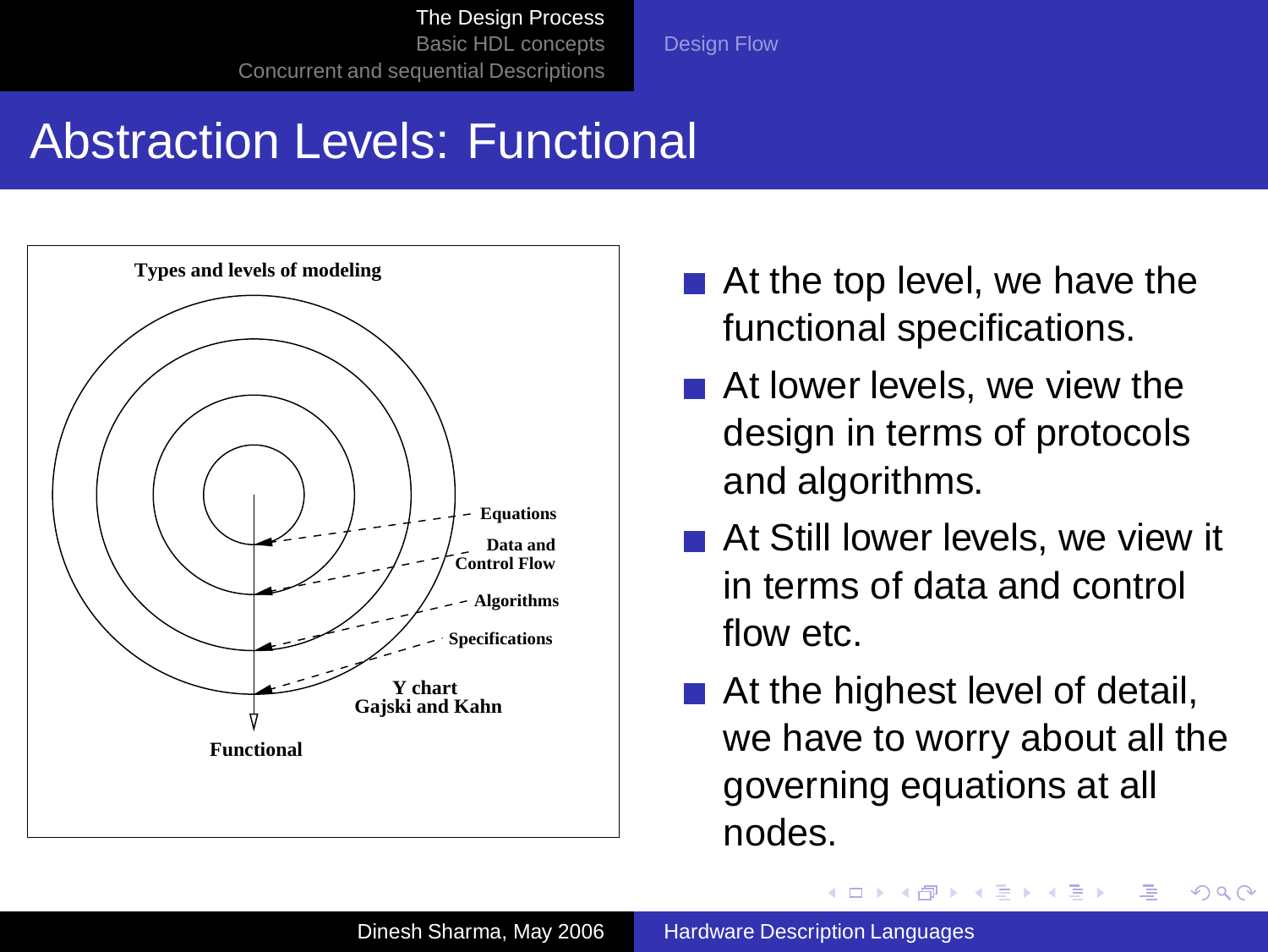# Abstraction Levels: Functional

**Types and levels of modeling**

- Equations
- Data and Control Flow
- Algorithms
- Specifications

Y chart
Gajski and Kahn

Functional

- At the top level, we have the functional specifications.
- At lower levels, we view the design in terms of protocols and algorithms.
- At Still lower levels, we view it in terms of data and control flow etc.
- At the highest level of detail, we have to worry about all the governing equations at all nodes.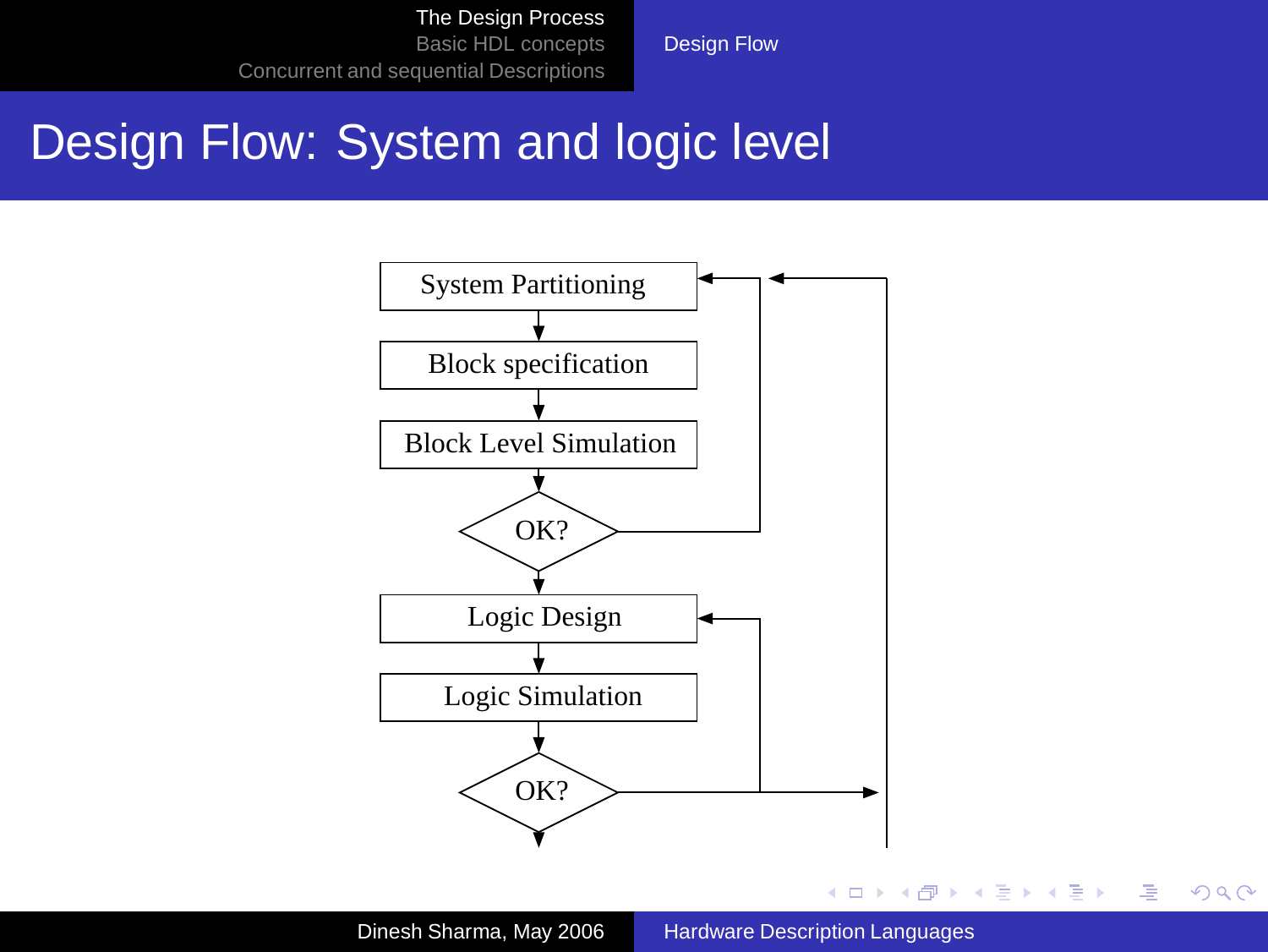# Design Flow: System and logic level

System Partitioning

Block specification

Block Level Simulation

OK?

Logic Design

Logic Simulation

OK?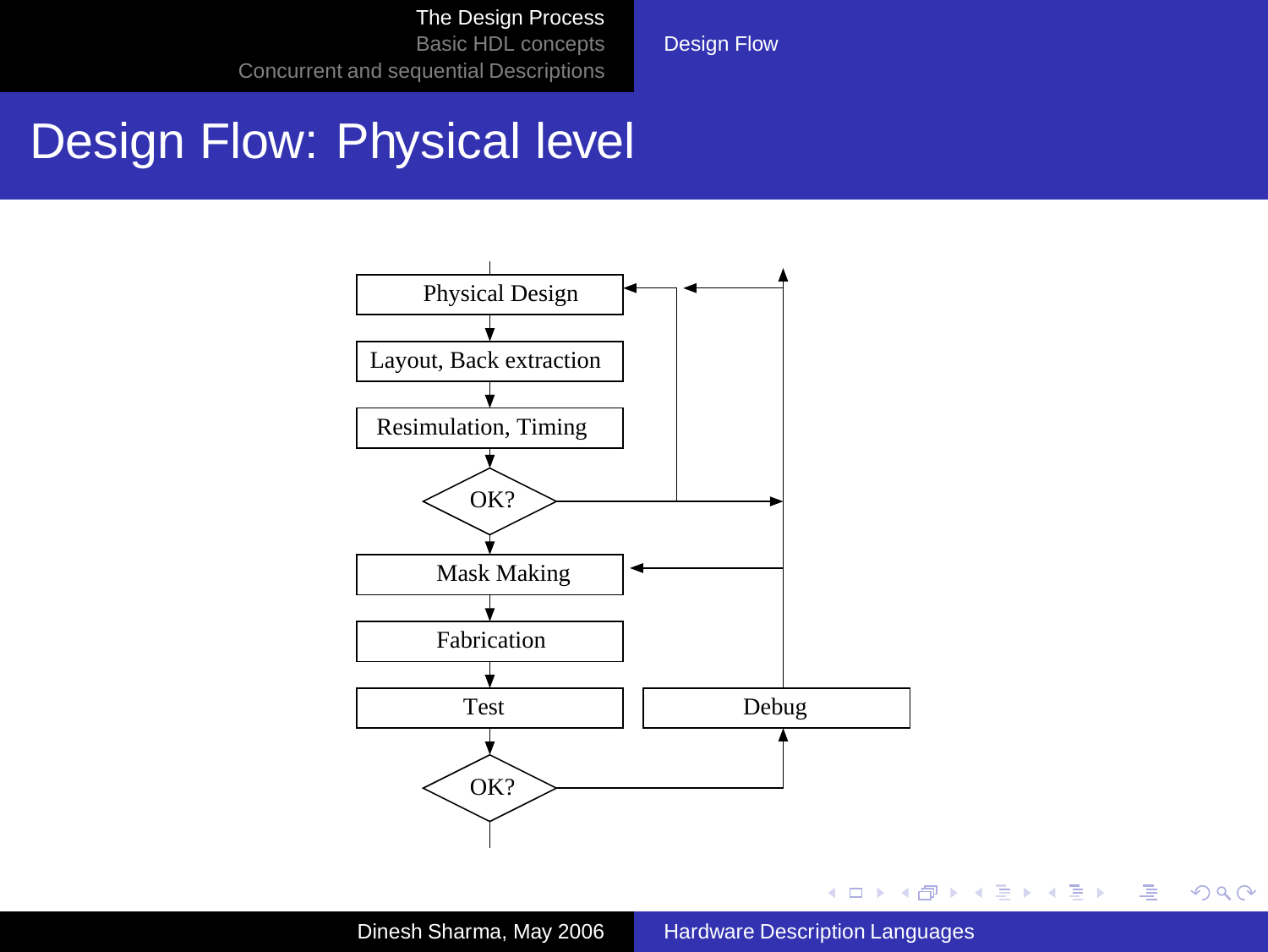# Design Flow: Physical level

Physical Design

Layout, Back extraction

Resimulation, Timing

OK?

Mask Making

Fabrication

Test

Debug

OK?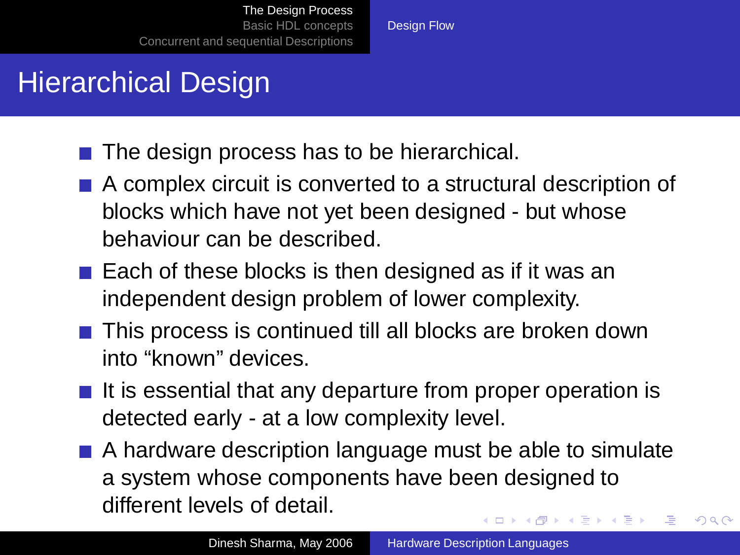# Hierarchical Design

- The design process has to be hierarchical.
- A complex circuit is converted to a structural description of blocks which have not yet been designed - but whose behaviour can be described.
- Each of these blocks is then designed as if it was an independent design problem of lower complexity.
- This process is continued till all blocks are broken down into "known" devices.
- It is essential that any departure from proper operation is detected early - at a low complexity level.
- A hardware description language must be able to simulate a system whose components have been designed to different levels of detail.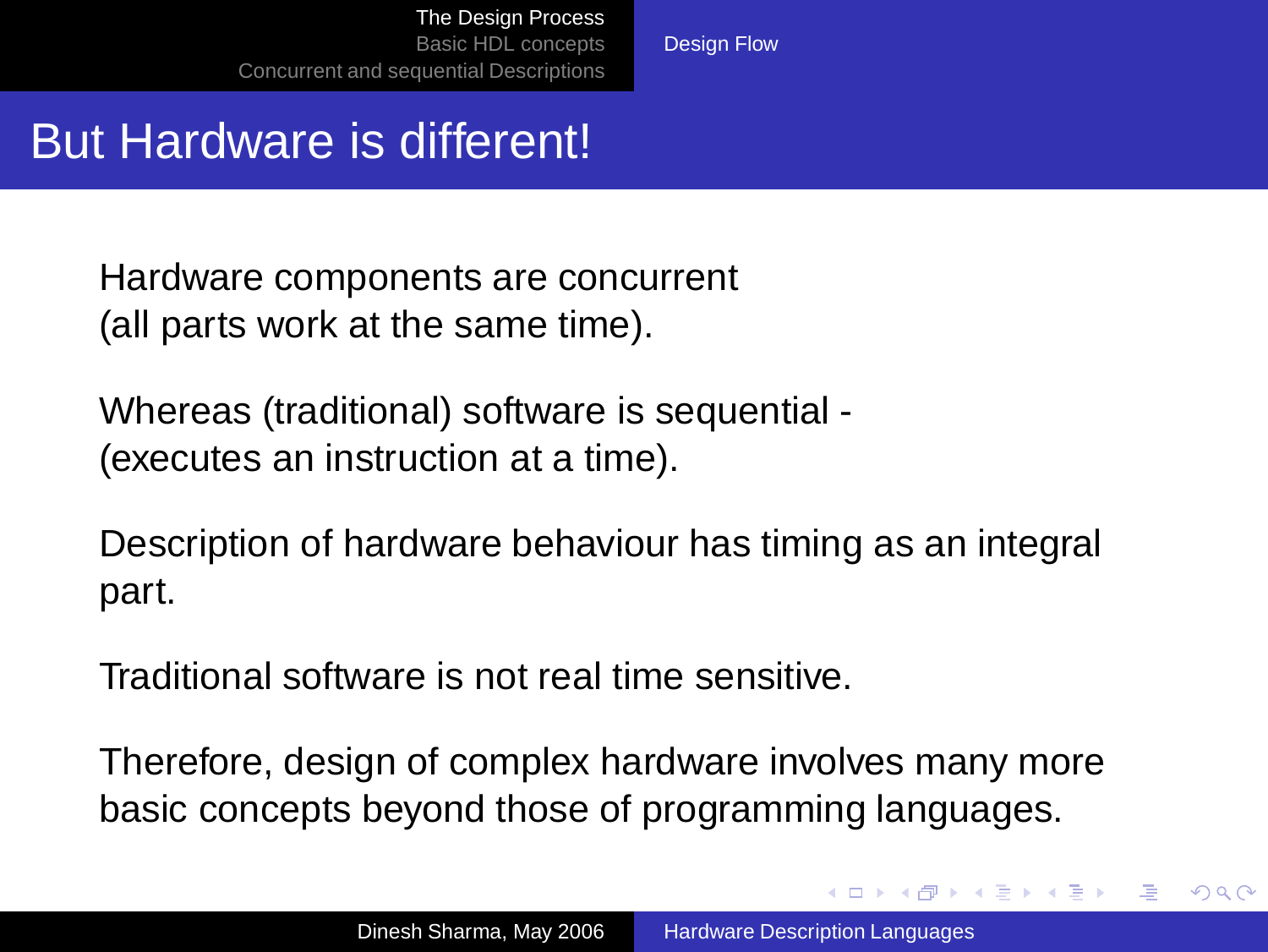# But Hardware is different!

Hardware components are concurrent
(all parts work at the same time).

Whereas (traditional) software is sequential -
(executes an instruction at a time).

Description of hardware behaviour has timing as an integral part.

Traditional software is not real time sensitive.

Therefore, design of complex hardware involves many more basic concepts beyond those of programming languages.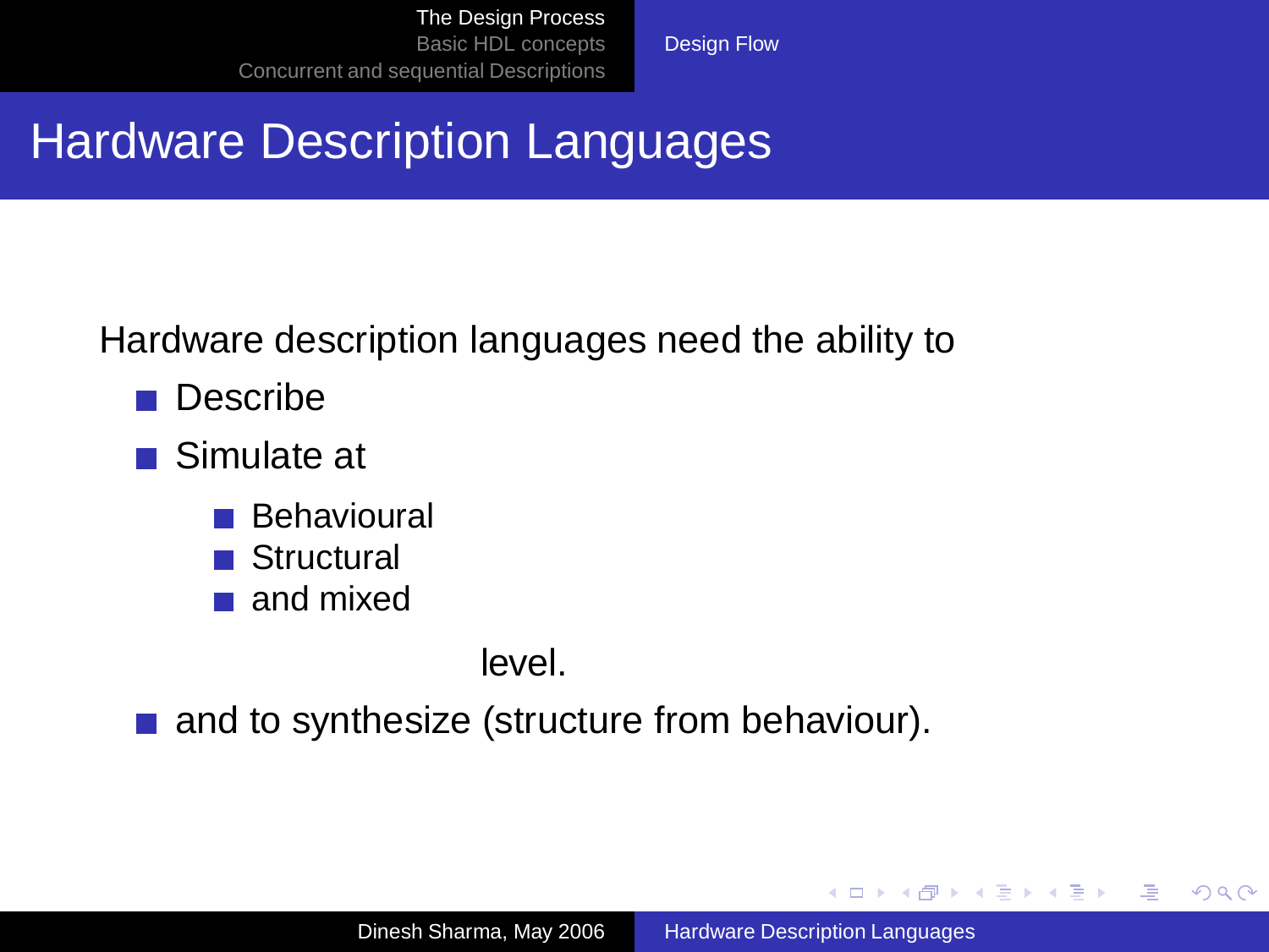# Hardware Description Languages

Hardware description languages need the ability to

- Describe
- Simulate at
  - Behavioural
  - Structural
  - and mixed

  level.
- and to synthesize (structure from behaviour).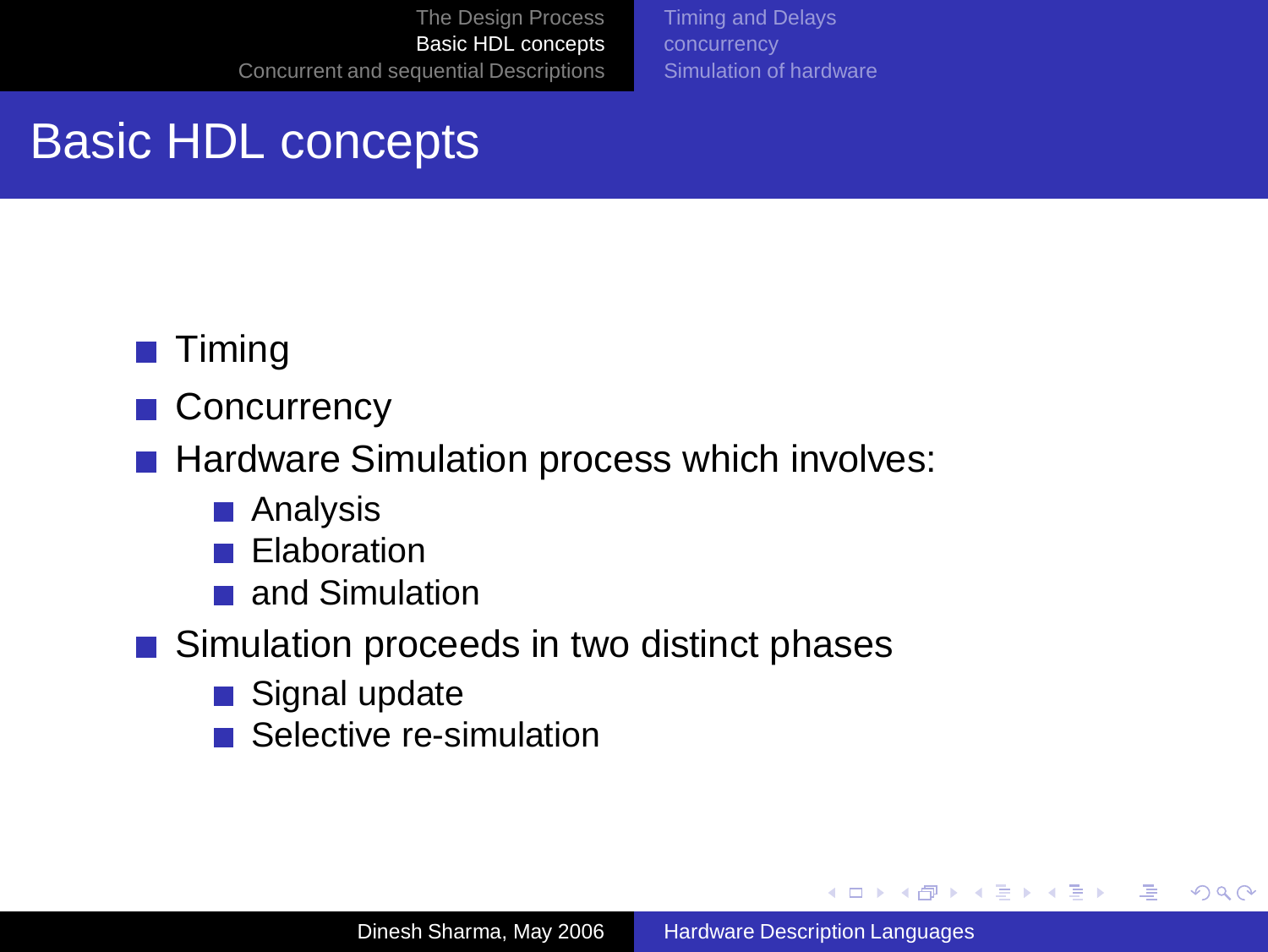# Basic HDL concepts

- Timing
- Concurrency
- Hardware Simulation process which involves:
  - Analysis
  - Elaboration
  - and Simulation
- Simulation proceeds in two distinct phases
  - Signal update
  - Selective re-simulation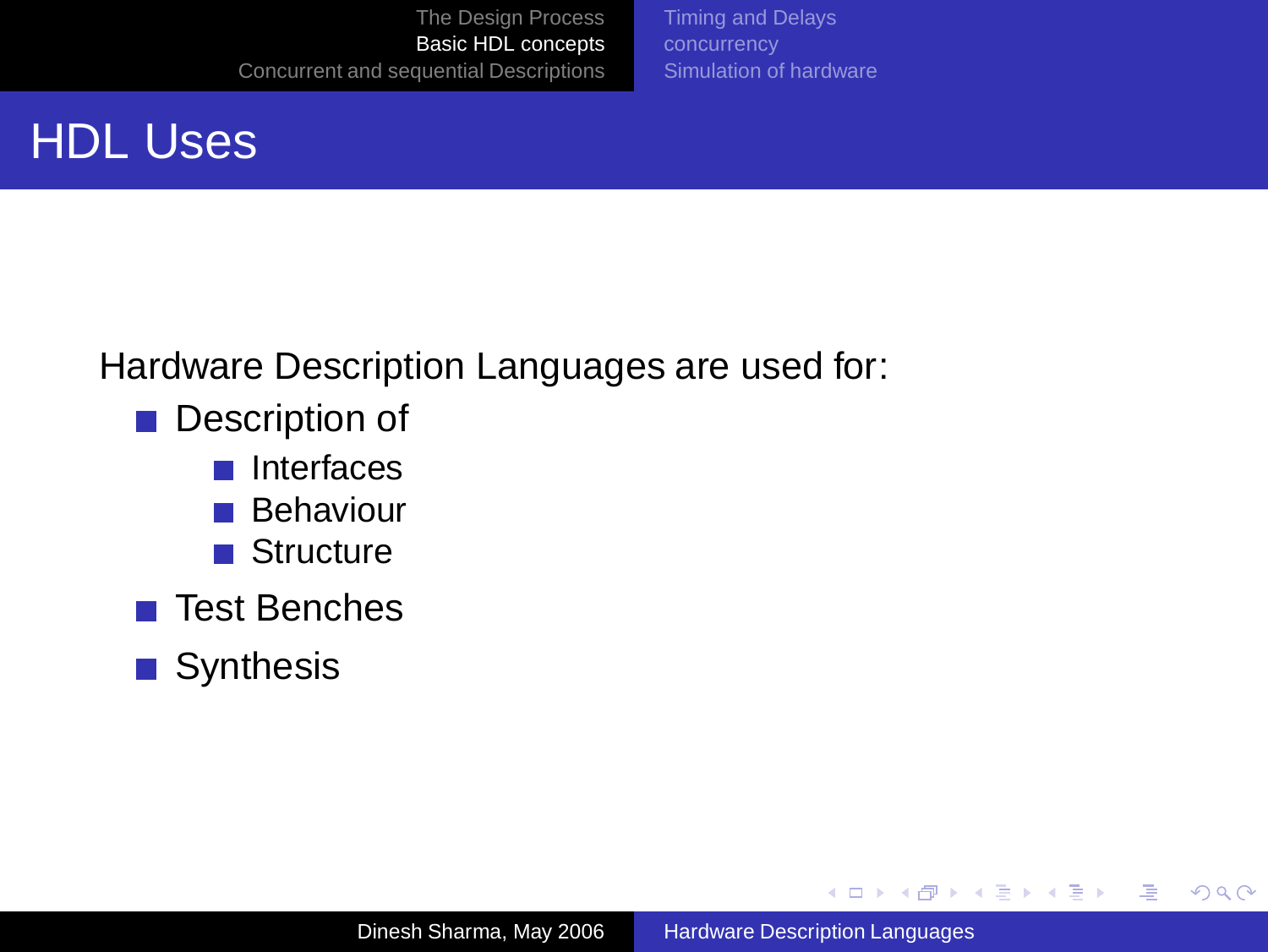# HDL Uses

Hardware Description Languages are used for:

- Description of
  - Interfaces
  - Behaviour
  - Structure
- Test Benches
- Synthesis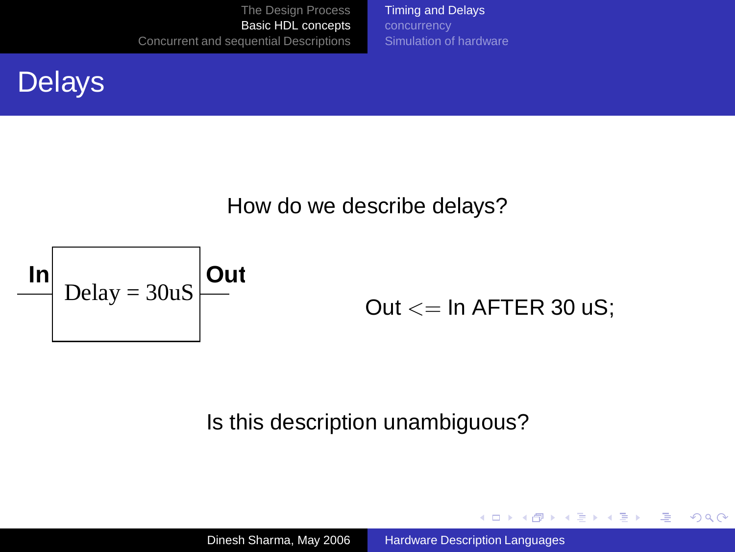# Delays

How do we describe delays?

In — Delay = 30uS — Out

```
Out <= In AFTER 30 uS;
```

Is this description unambiguous?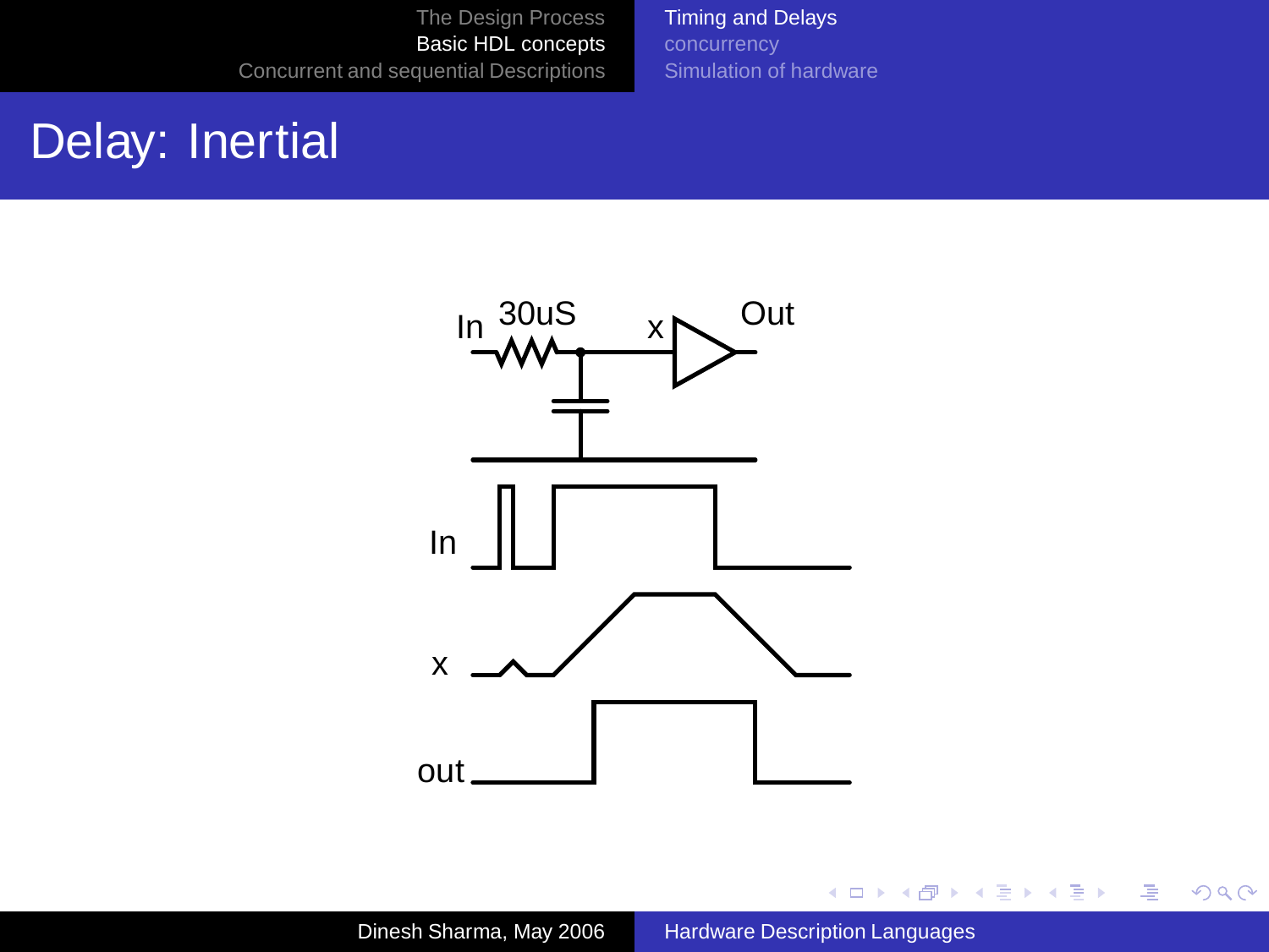# Delay: Inertial

In 30uS x Out

In

x

out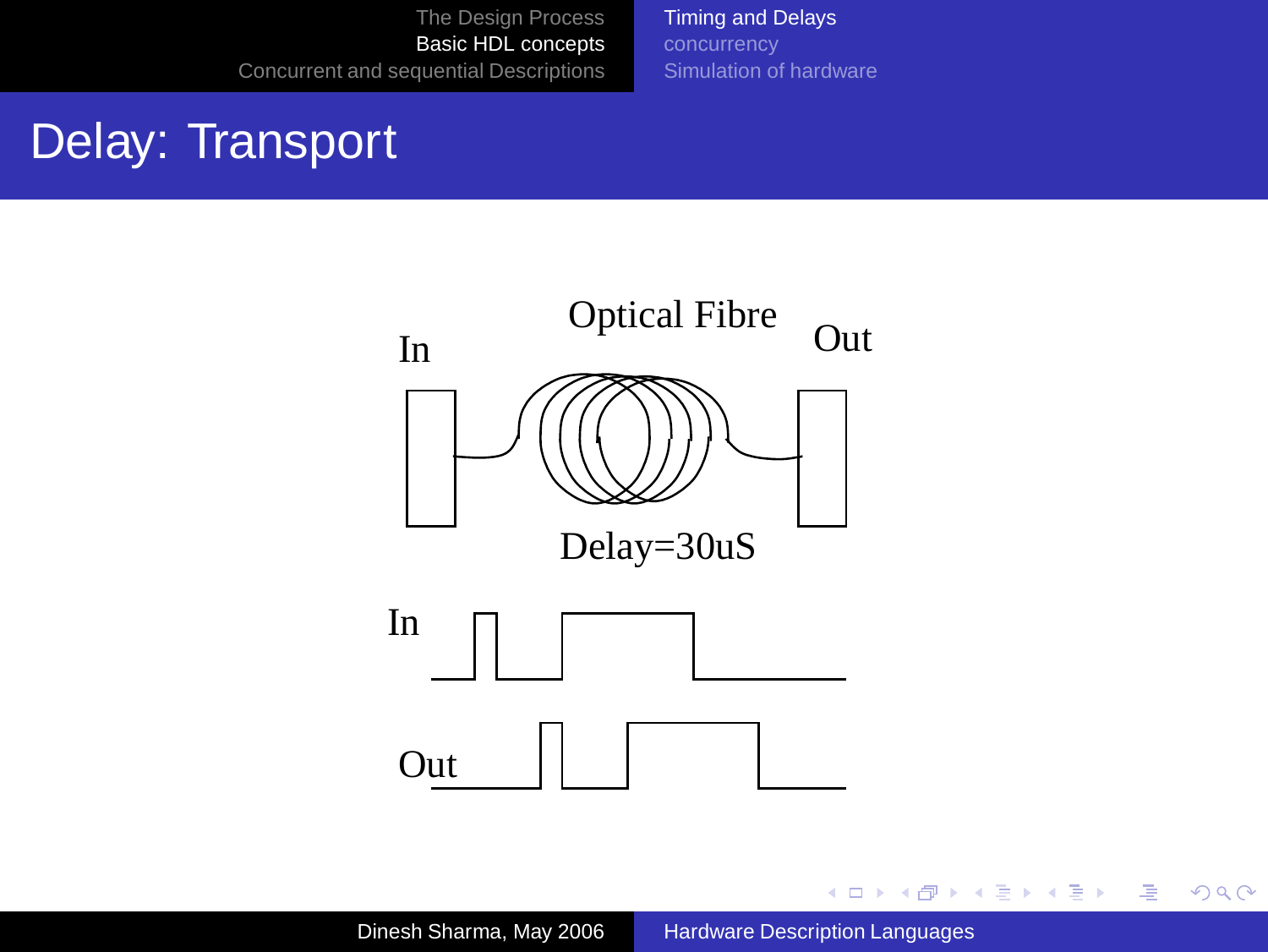# Delay: Transport

Optical Fibre

In

Out

Delay=30uS

In

Out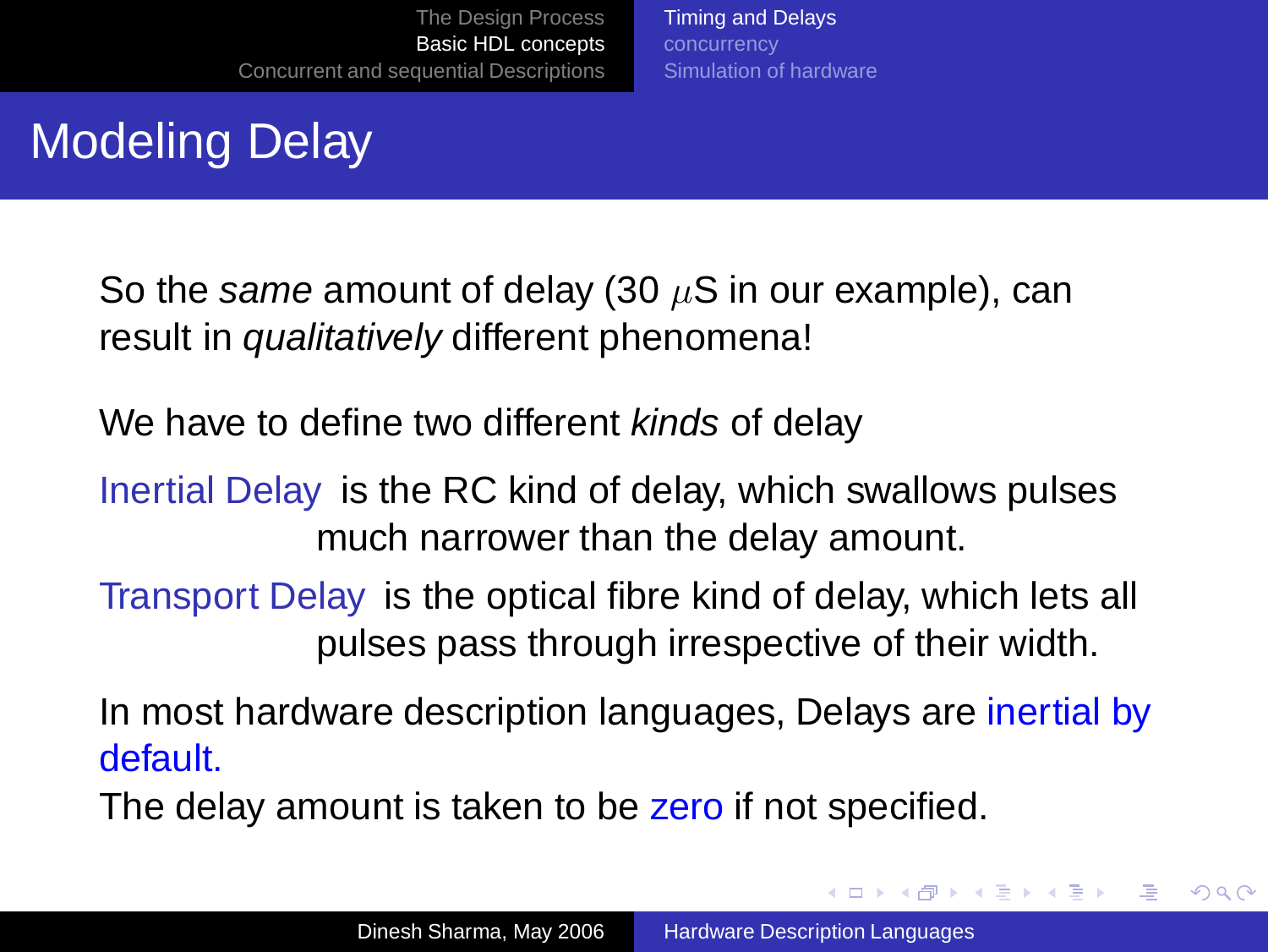# Modeling Delay

So the *same* amount of delay (30 $\mu$S in our example), can result in *qualitatively* different phenomena!

We have to define two different *kinds* of delay

**Inertial Delay** is the RC kind of delay, which swallows pulses much narrower than the delay amount.

**Transport Delay** is the optical fibre kind of delay, which lets all pulses pass through irrespective of their width.

In most hardware description languages, Delays are inertial by default.

The delay amount is taken to be zero if not specified.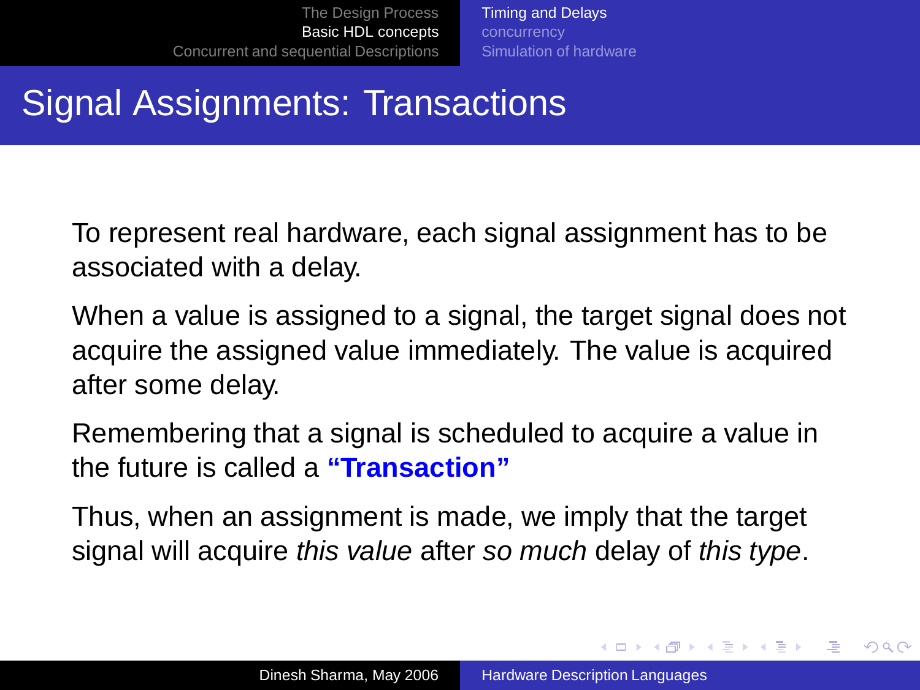# Signal Assignments: Transactions

To represent real hardware, each signal assignment has to be associated with a delay.

When a value is assigned to a signal, the target signal does not acquire the assigned value immediately. The value is acquired after some delay.

Remembering that a signal is scheduled to acquire a value in the future is called a **"Transaction"**

Thus, when an assignment is made, we imply that the target signal will acquire *this value* after *so much* delay of *this type*.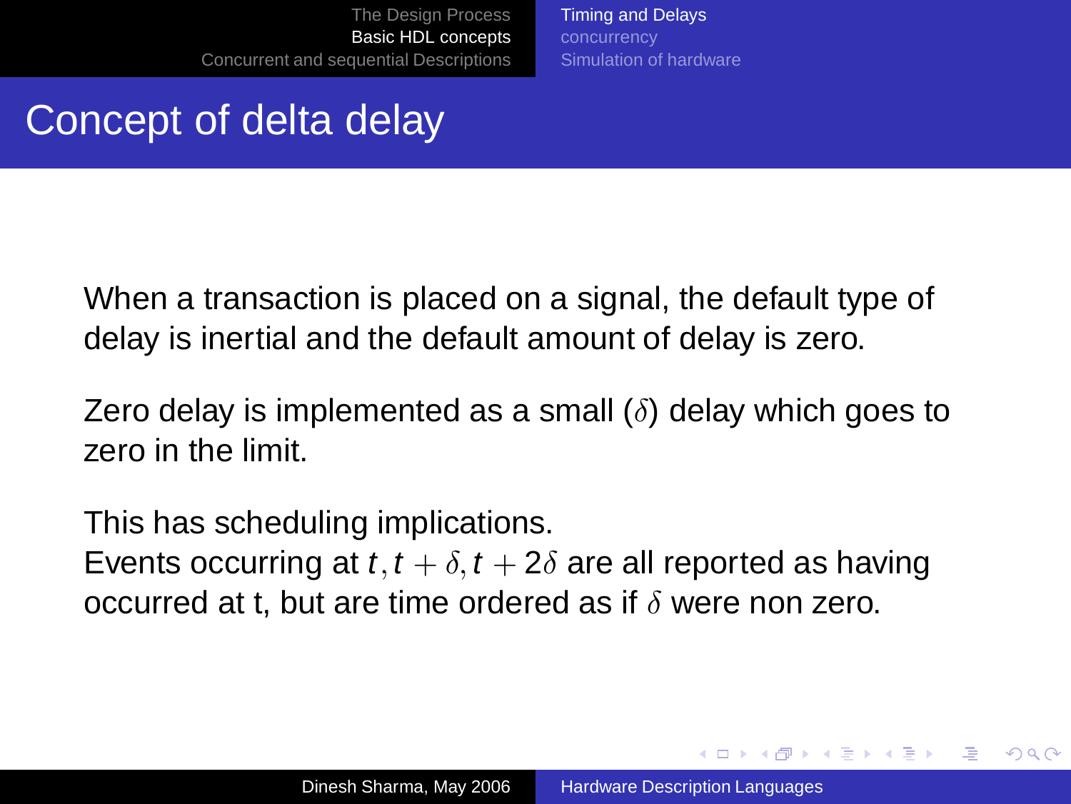# Concept of delta delay

When a transaction is placed on a signal, the default type of delay is inertial and the default amount of delay is zero.

Zero delay is implemented as a small ($\delta$) delay which goes to zero in the limit.

This has scheduling implications.
Events occurring at $t, t + \delta, t + 2\delta$ are all reported as having occurred at t, but are time ordered as if $\delta$ were non zero.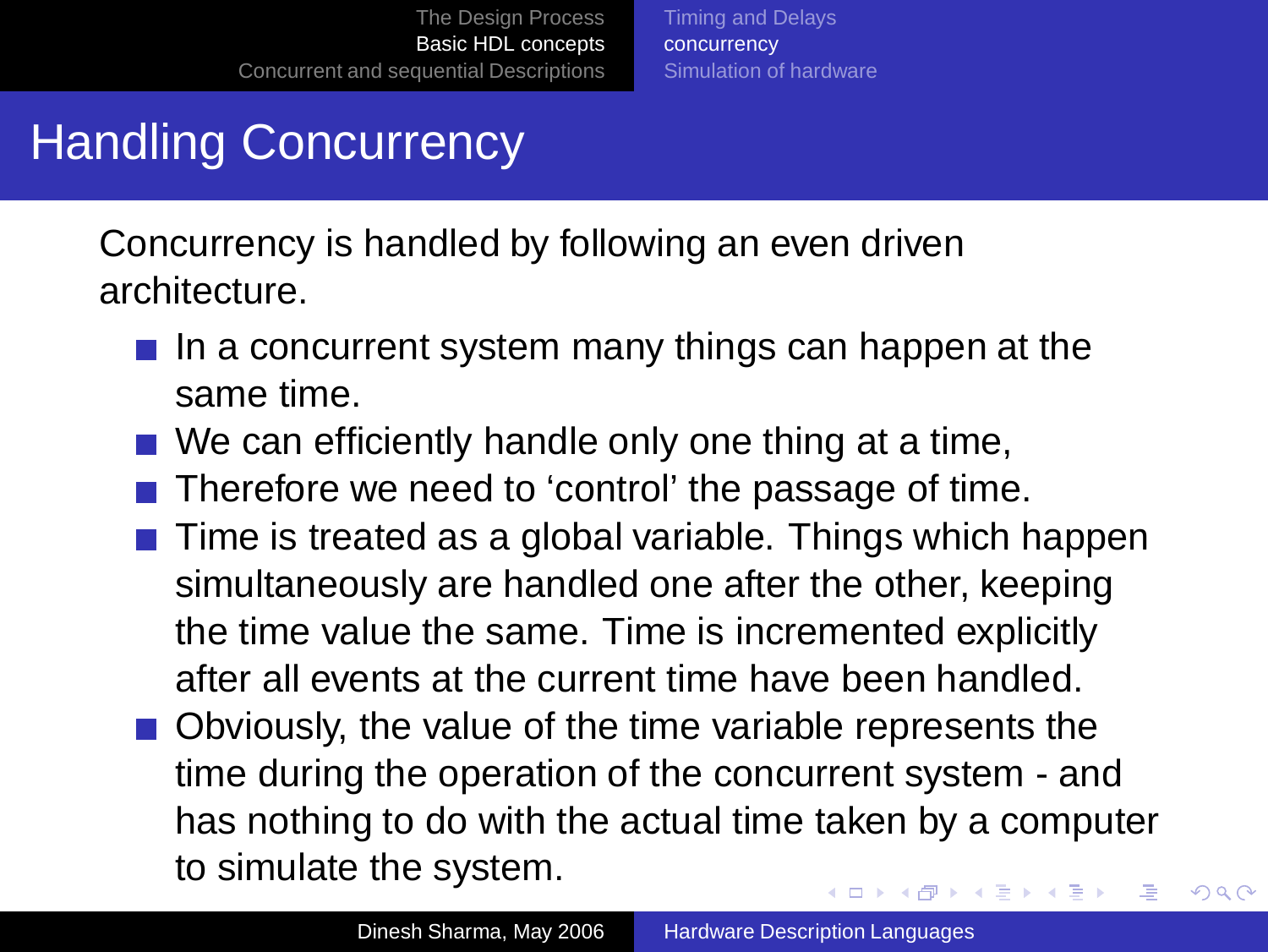# Handling Concurrency

Concurrency is handled by following an even driven architecture.

- In a concurrent system many things can happen at the same time.
- We can efficiently handle only one thing at a time,
- Therefore we need to 'control' the passage of time.
- Time is treated as a global variable. Things which happen simultaneously are handled one after the other, keeping the time value the same. Time is incremented explicitly after all events at the current time have been handled.
- Obviously, the value of the time variable represents the time during the operation of the concurrent system - and has nothing to do with the actual time taken by a computer to simulate the system.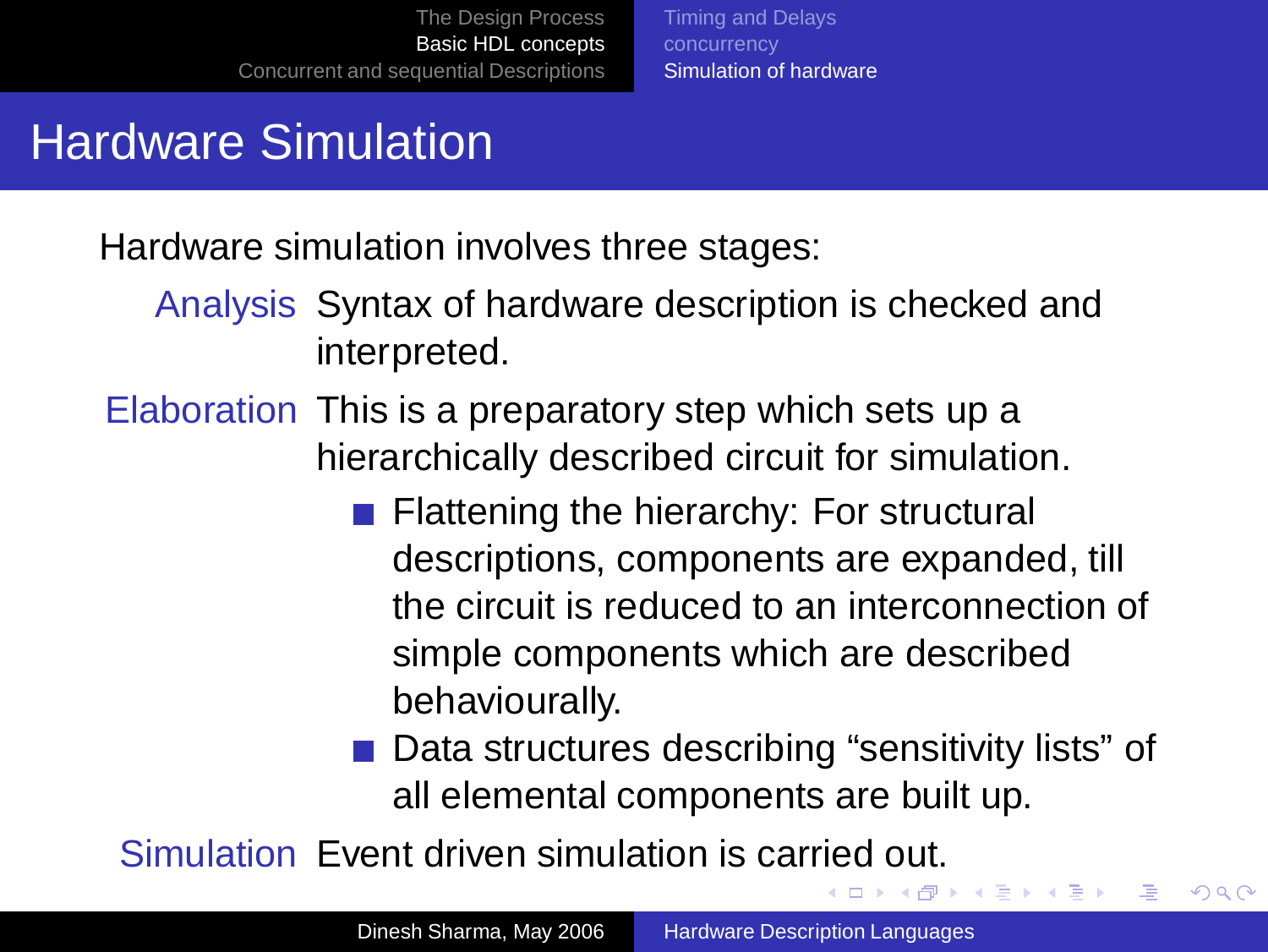# Hardware Simulation

Hardware simulation involves three stages:

**Analysis** Syntax of hardware description is checked and interpreted.

**Elaboration** This is a preparatory step which sets up a hierarchically described circuit for simulation.

- Flattening the hierarchy: For structural descriptions, components are expanded, till the circuit is reduced to an interconnection of simple components which are described behaviourally.
- Data structures describing “sensitivity lists” of all elemental components are built up.

**Simulation** Event driven simulation is carried out.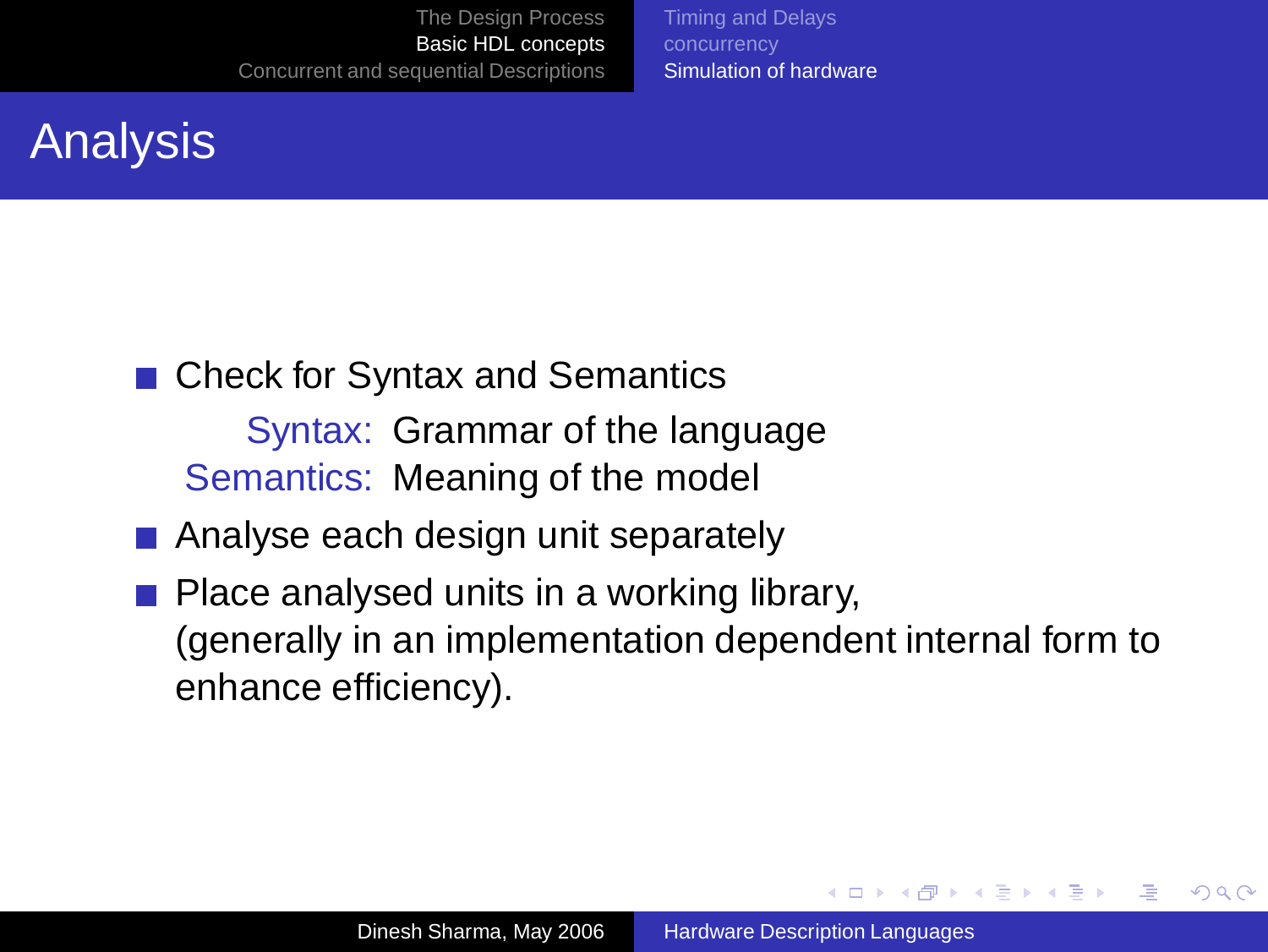# Analysis

- Check for Syntax and Semantics

  **Syntax:** Grammar of the language

  **Semantics:** Meaning of the model

- Analyse each design unit separately
- Place analysed units in a working library,
  (generally in an implementation dependent internal form to enhance efficiency).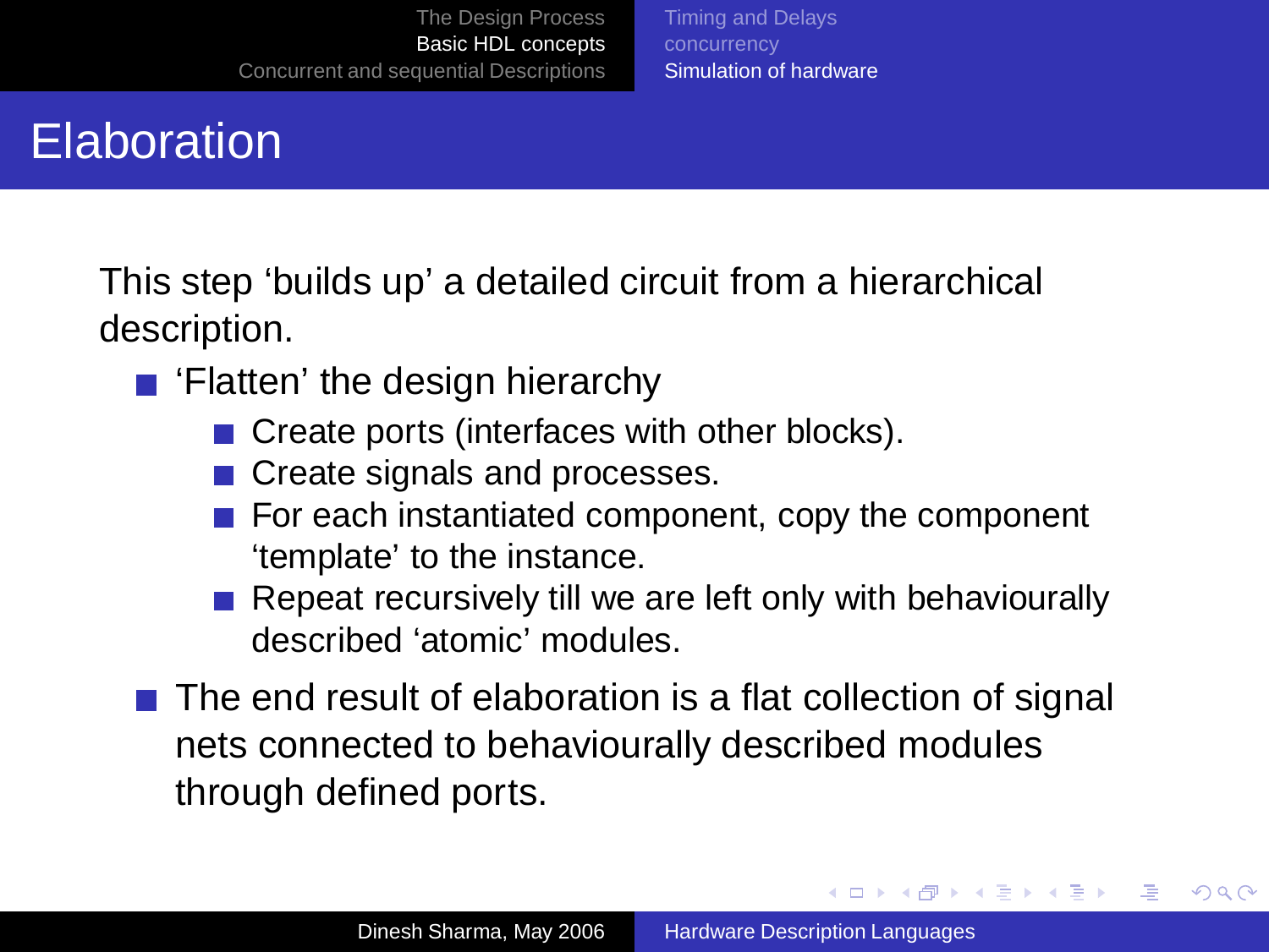# Elaboration

This step ‘builds up’ a detailed circuit from a hierarchical description.

- ‘Flatten’ the design hierarchy
  - Create ports (interfaces with other blocks).
  - Create signals and processes.
  - For each instantiated component, copy the component ‘template’ to the instance.
  - Repeat recursively till we are left only with behaviourally described ‘atomic’ modules.
- The end result of elaboration is a flat collection of signal nets connected to behaviourally described modules through defined ports.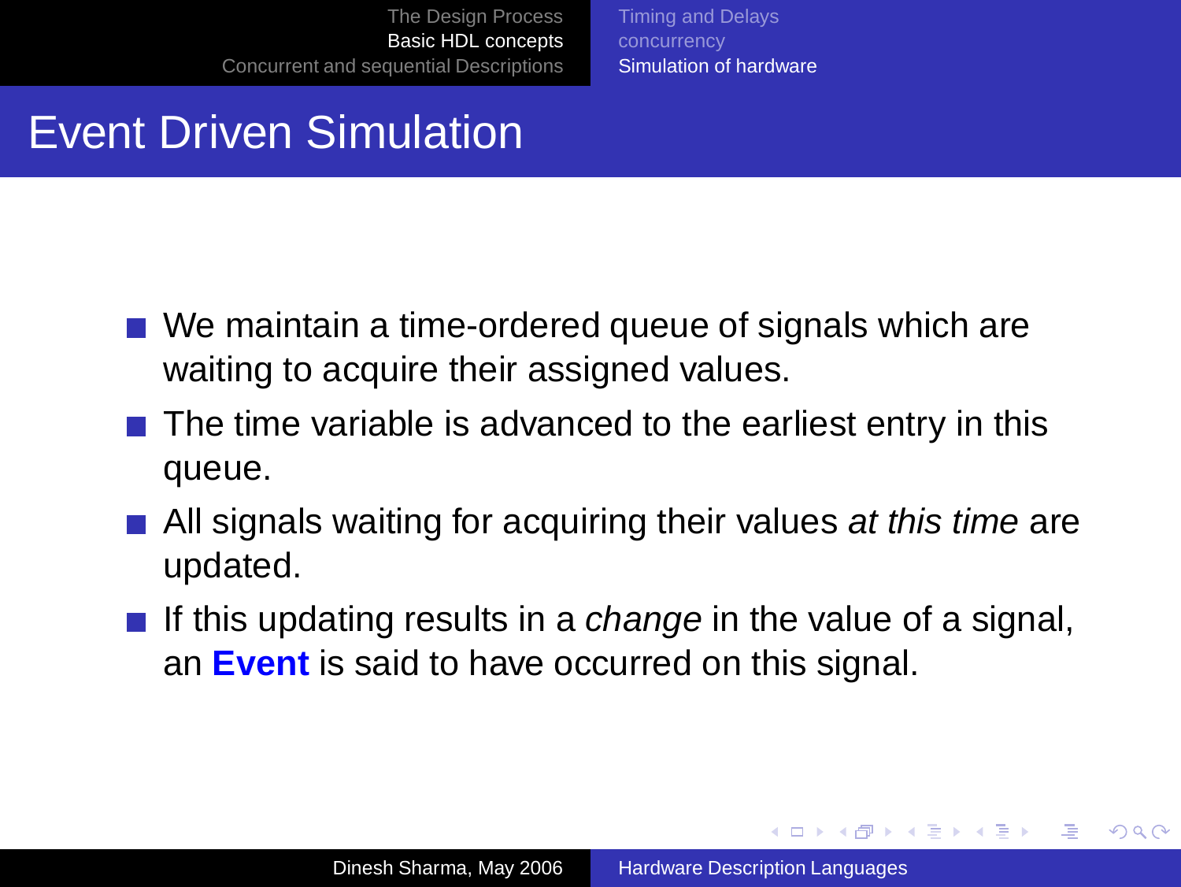# Event Driven Simulation

- We maintain a time-ordered queue of signals which are waiting to acquire their assigned values.
- The time variable is advanced to the earliest entry in this queue.
- All signals waiting for acquiring their values *at this time* are updated.
- If this updating results in a *change* in the value of a signal, an **Event** is said to have occurred on this signal.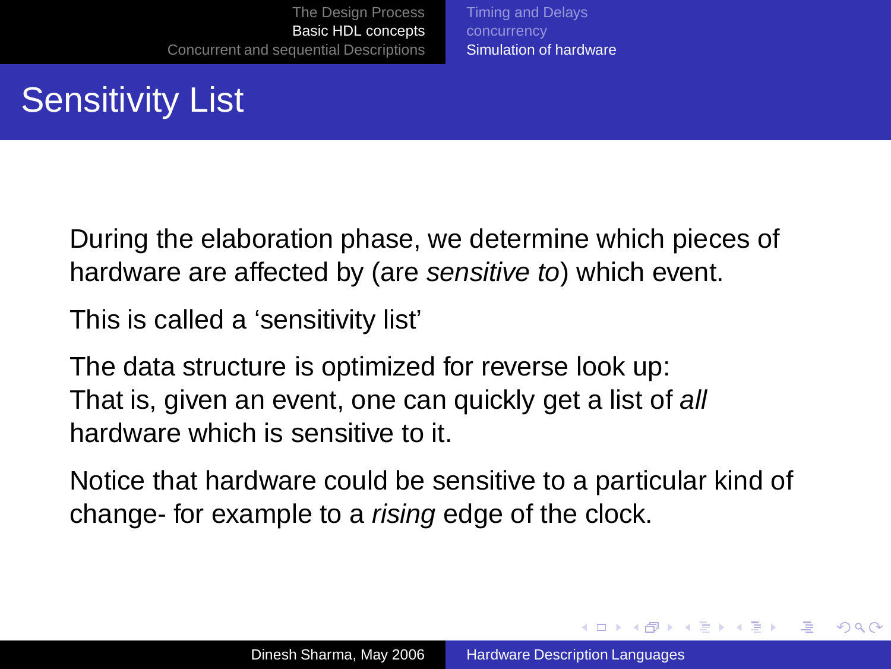# Sensitivity List

During the elaboration phase, we determine which pieces of hardware are affected by (are *sensitive to*) which event.

This is called a ‘sensitivity list’

The data structure is optimized for reverse look up:
That is, given an event, one can quickly get a list of *all* hardware which is sensitive to it.

Notice that hardware could be sensitive to a particular kind of change- for example to a *rising* edge of the clock.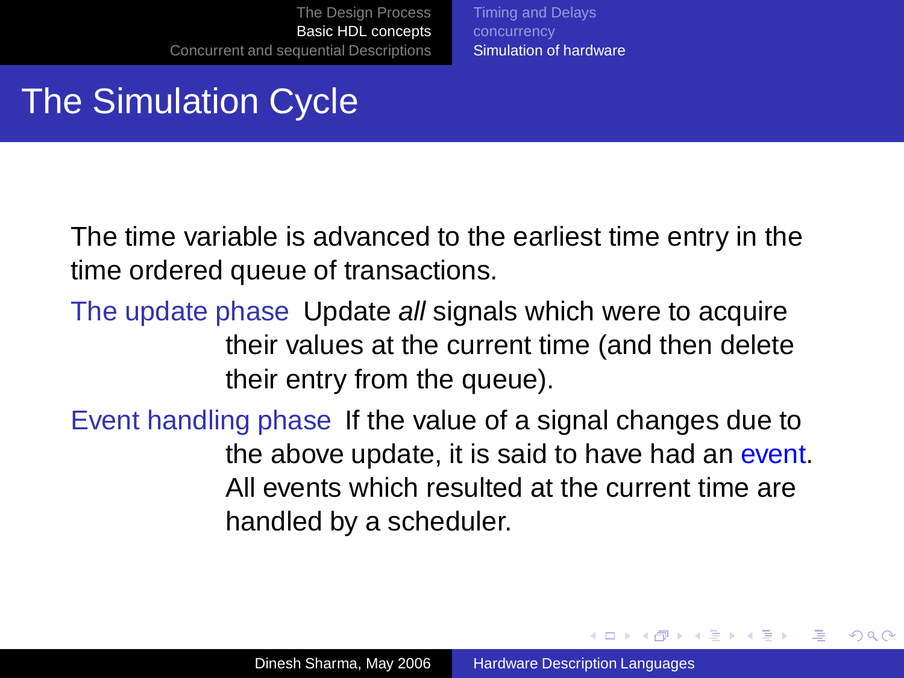# The Simulation Cycle

The time variable is advanced to the earliest time entry in the time ordered queue of transactions.

**The update phase** Update *all* signals which were to acquire their values at the current time (and then delete their entry from the queue).

**Event handling phase** If the value of a signal changes due to the above update, it is said to have had an event. All events which resulted at the current time are handled by a scheduler.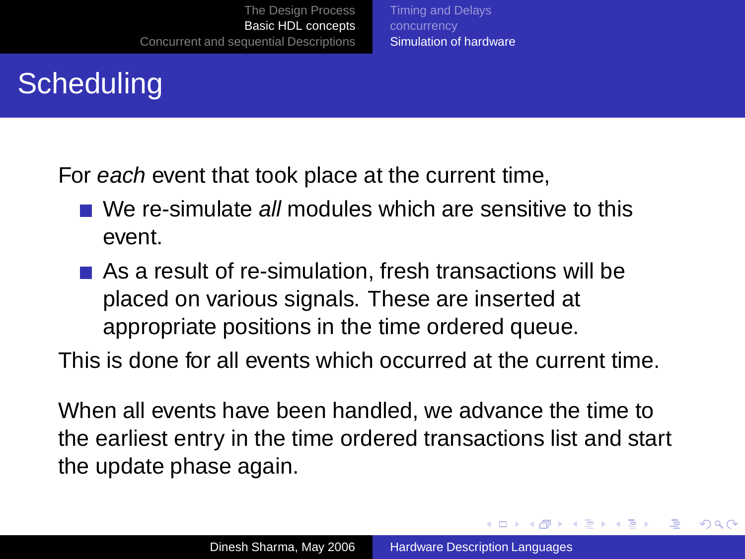# Scheduling

For *each* event that took place at the current time,

- We re-simulate *all* modules which are sensitive to this event.
- As a result of re-simulation, fresh transactions will be placed on various signals. These are inserted at appropriate positions in the time ordered queue.

This is done for all events which occurred at the current time.

When all events have been handled, we advance the time to the earliest entry in the time ordered transactions list and start the update phase again.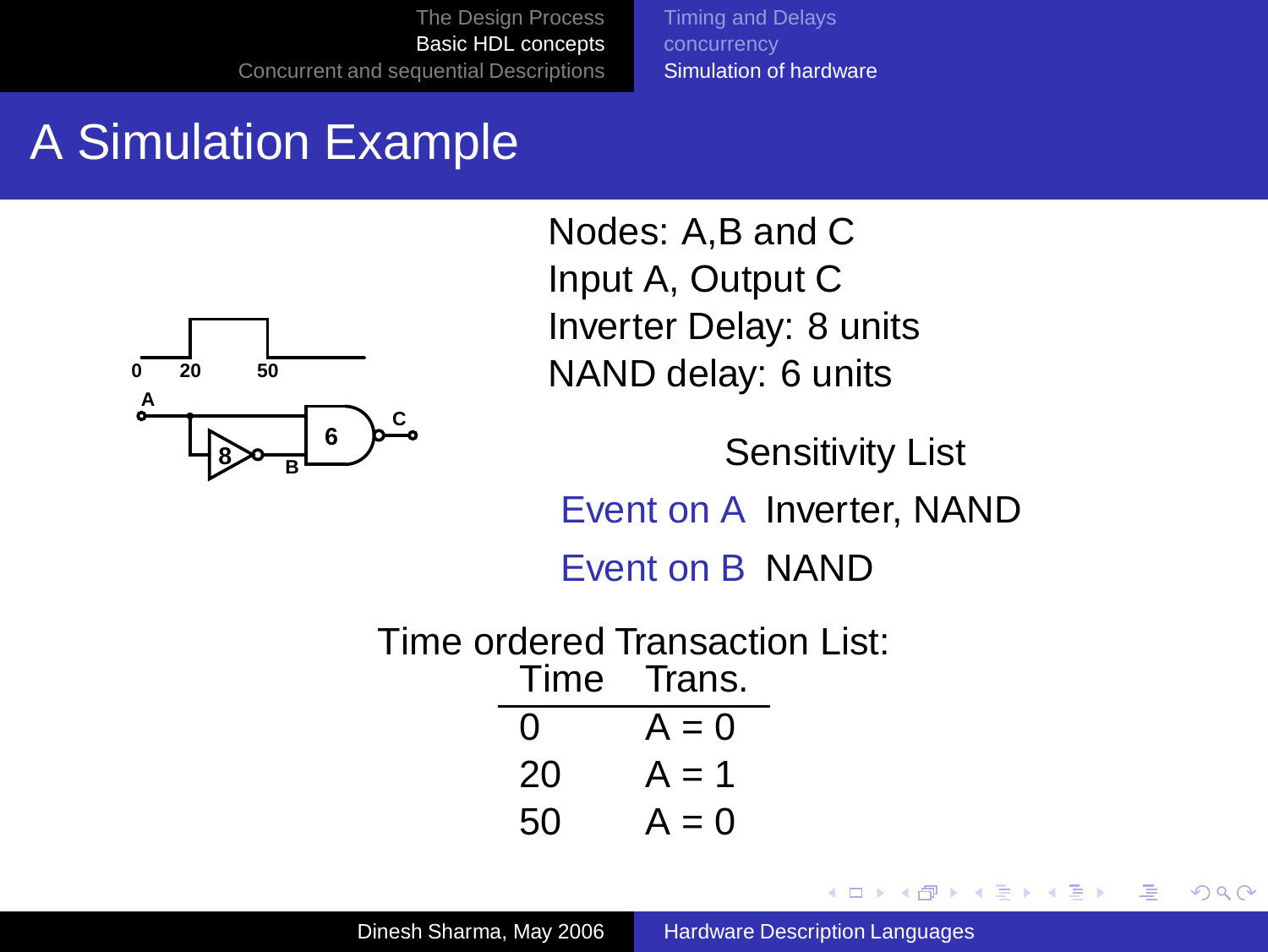# A Simulation Example

Nodes: A,B and C
Input A, Output C
Inverter Delay: 8 units
NAND delay: 6 units

Sensitivity List

| | |
|---|---|
| Event on A | Inverter, NAND |
| Event on B | NAND |

Time ordered Transaction List:

| Time | Trans. |
|---|---|
| 0 | A = 0 |
| 20 | A = 1 |
| 50 | A = 0 |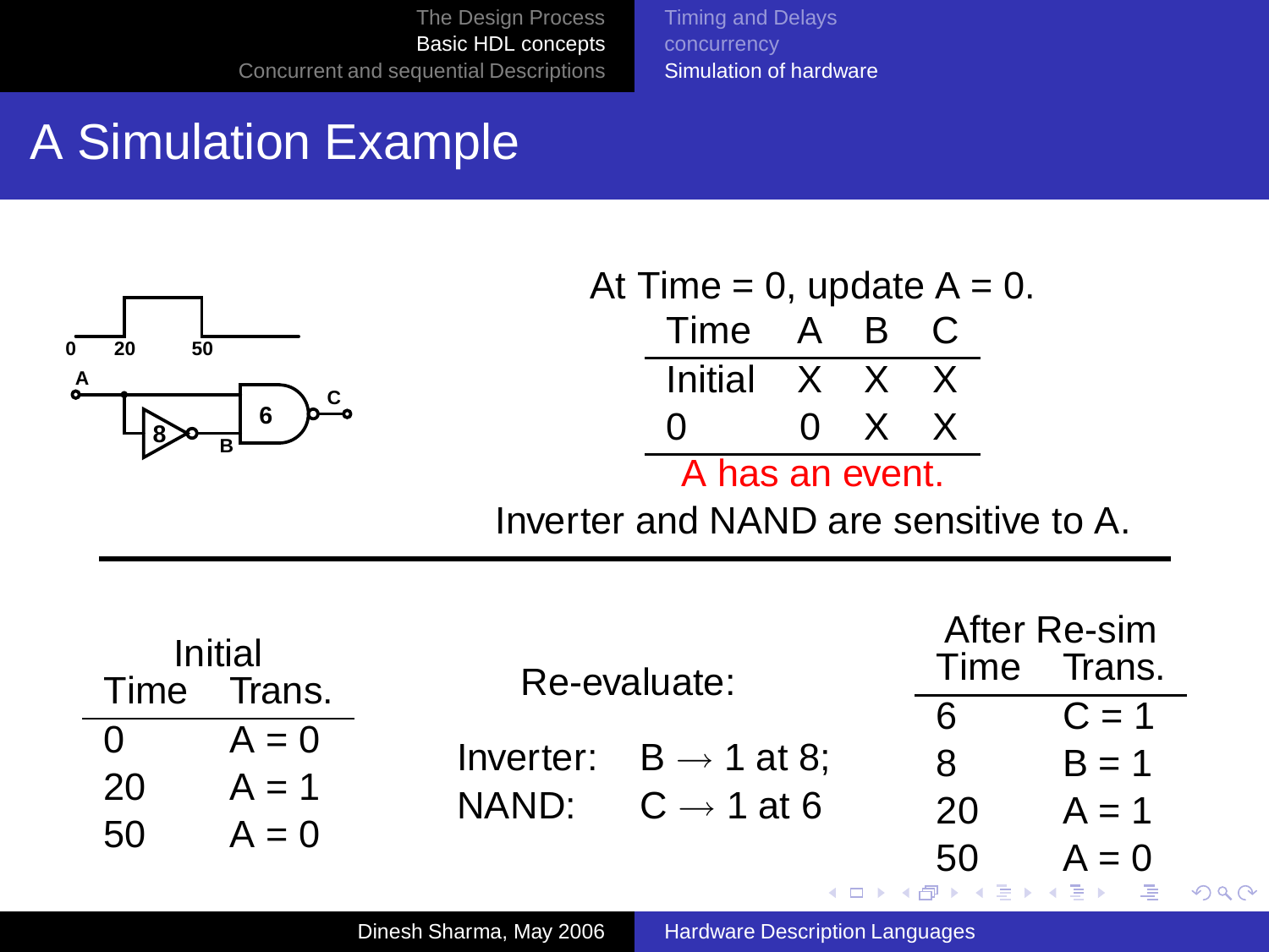# A Simulation Example

0 20 50

A

8

B

6

C

At Time = 0, update A = 0.

| Time | A | B | C |
|---|---|---|---|
| Initial | X | X | X |
| 0 | 0 | X | X |

A has an event.

Inverter and NAND are sensitive to A.

---

| Initial | |
|---|---|
| Time | Trans. |
| 0 | A = 0 |
| 20 | A = 1 |
| 50 | A = 0 |

Re-evaluate:

Inverter: B $\rightarrow$ 1 at 8;

NAND: C $\rightarrow$ 1 at 6

| After Re-sim | |
|---|---|
| Time | Trans. |
| 6 | C = 1 |
| 8 | B = 1 |
| 20 | A = 1 |
| 50 | A = 0 |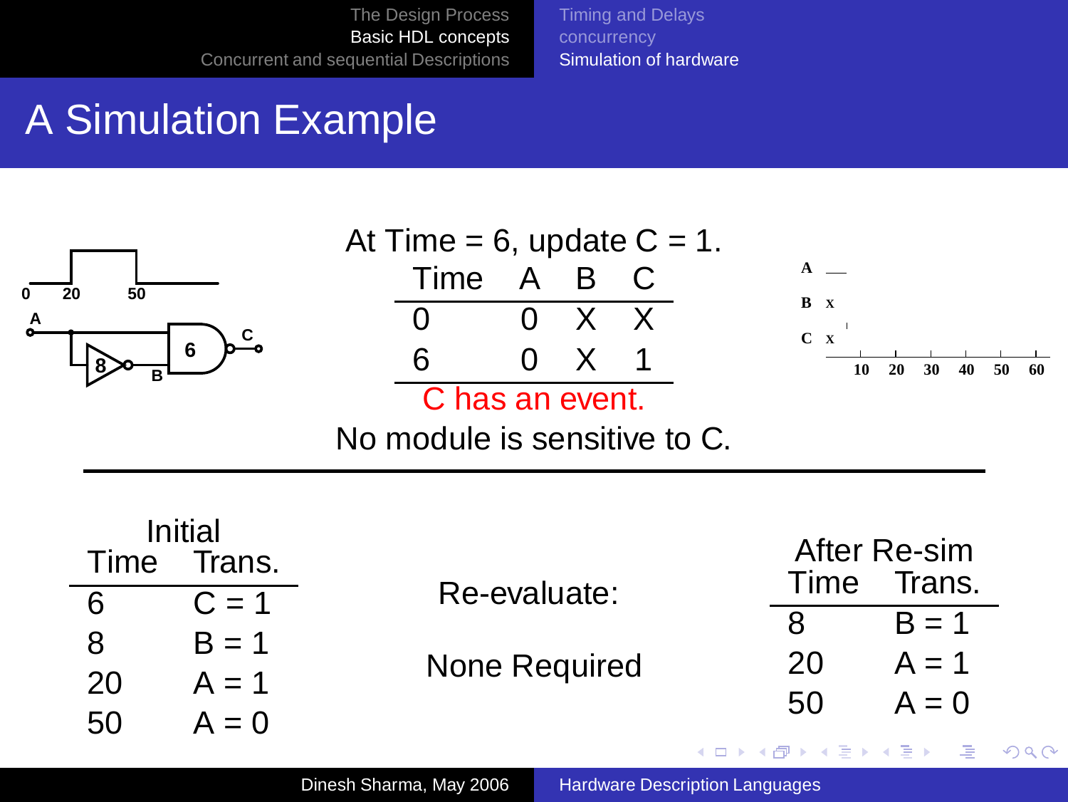# A Simulation Example

At Time = 6, update C = 1.

| Time | A | B | C |
|---|---|---|---|
| 0 | 0 | X | X |
| 6 | 0 | X | 1 |

C has an event.

No module is sensitive to C.

**Initial**

| Time | Trans. |
|---|---|
| 6 | C = 1 |
| 8 | B = 1 |
| 20 | A = 1 |
| 50 | A = 0 |

Re-evaluate:

None Required

**After Re-sim**

| Time | Trans. |
|---|---|
| 8 | B = 1 |
| 20 | A = 1 |
| 50 | A = 0 |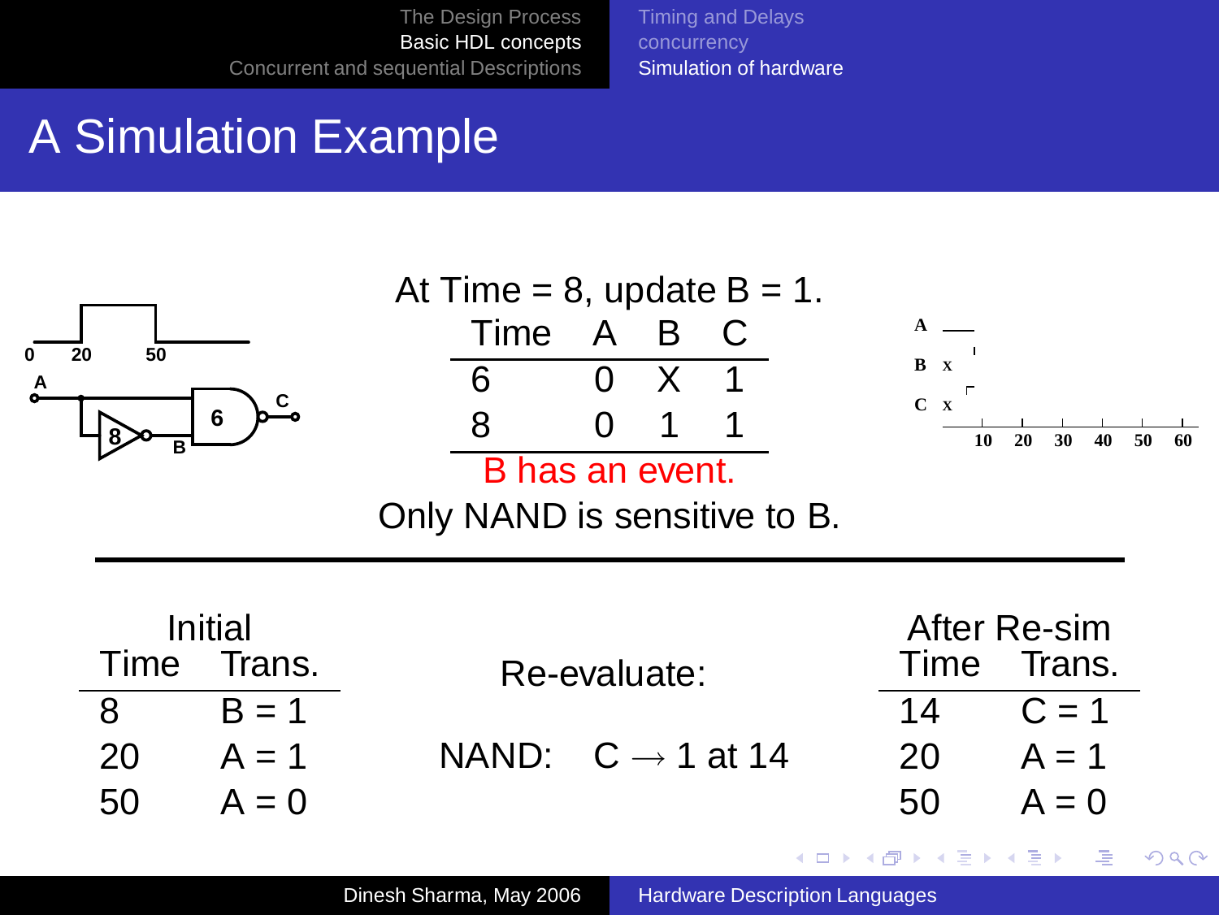# A Simulation Example

At Time = 8, update B = 1.

| Time | A | B | C |
|---|---|---|---|
| 6 | 0 | X | 1 |
| 8 | 0 | 1 | 1 |

B has an event.

Only NAND is sensitive to B.

---

**Initial**

| Time | Trans. |
|---|---|
| 8 | B = 1 |
| 20 | A = 1 |
| 50 | A = 0 |

Re-evaluate:

NAND: C $\rightarrow$ 1 at 14

**After Re-sim**

| Time | Trans. |
|---|---|
| 14 | C = 1 |
| 20 | A = 1 |
| 50 | A = 0 |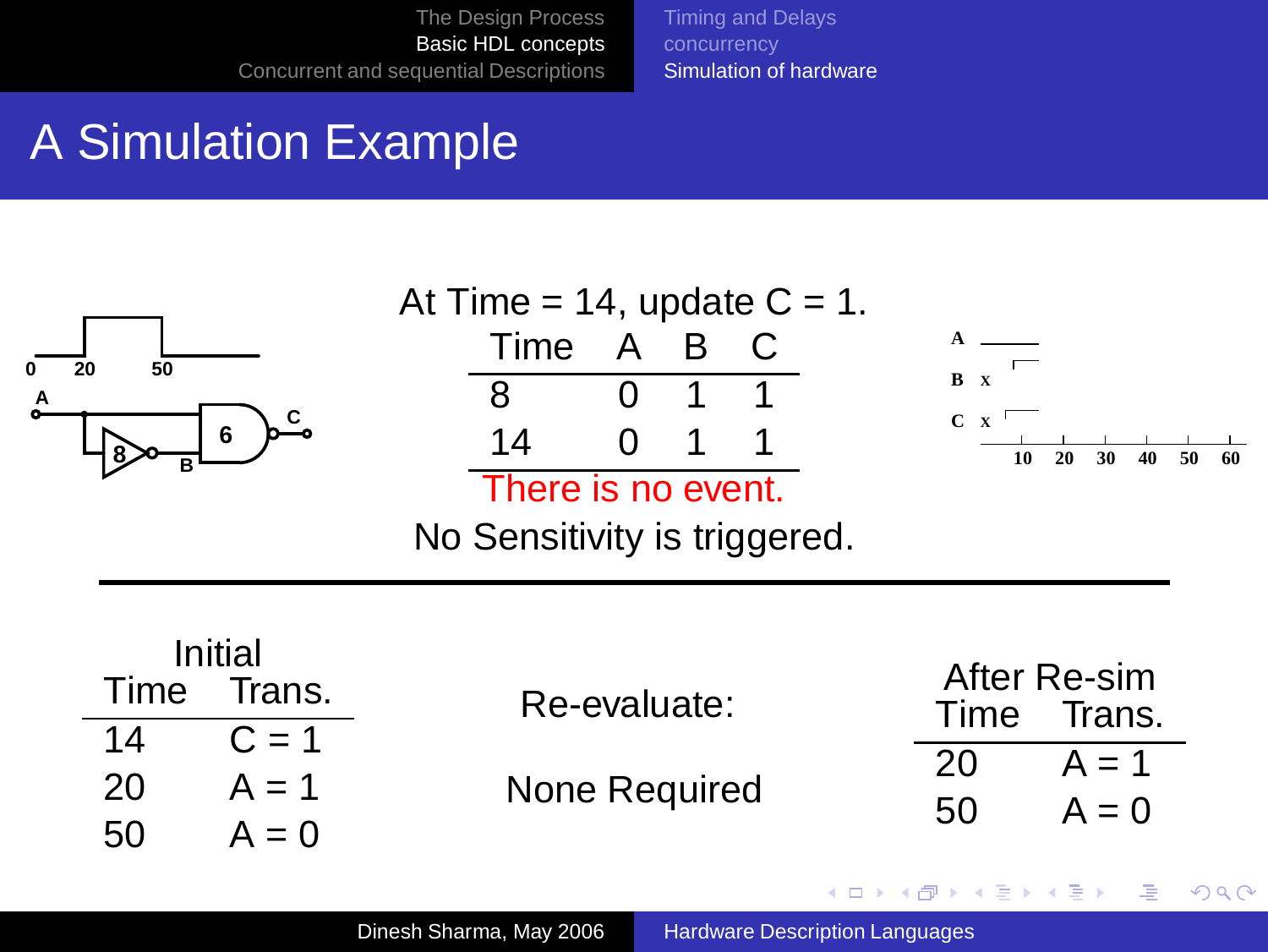# A Simulation Example

At Time = 14, update C = 1.

| Time | A | B | C |
|---|---|---|---|
| 8 | 0 | 1 | 1 |
| 14 | 0 | 1 | 1 |

There is no event.

No Sensitivity is triggered.

---

**Initial**

| Time | Trans. |
|---|---|
| 14 | C = 1 |
| 20 | A = 1 |
| 50 | A = 0 |

Re-evaluate:

None Required

**After Re-sim**

| Time | Trans. |
|---|---|
| 20 | A = 1 |
| 50 | A = 0 |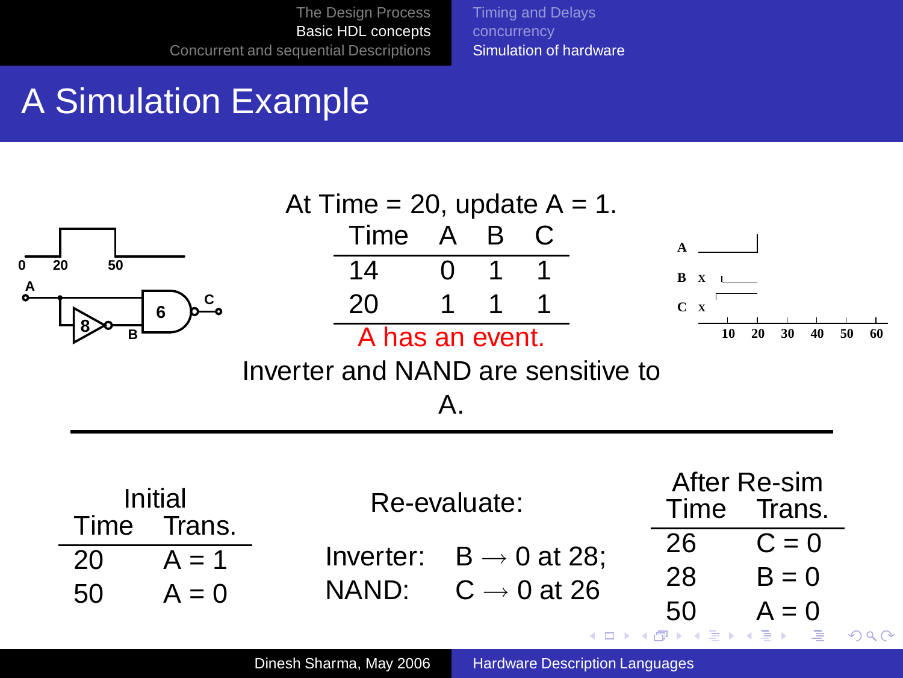# A Simulation Example

At Time = 20, update A = 1.

| Time | A | B | C |
|---|---|---|---|
| 14 | 0 | 1 | 1 |
| 20 | 1 | 1 | 1 |

A has an event.

Inverter and NAND are sensitive to A.

**Initial**

| Time | Trans. |
|---|---|
| 20 | A = 1 |
| 50 | A = 0 |

Re-evaluate:

Inverter: B $\rightarrow$ 0 at 28;
NAND: C $\rightarrow$ 0 at 26

**After Re-sim**

| Time | Trans. |
|---|---|
| 26 | C = 0 |
| 28 | B = 0 |
| 50 | A = 0 |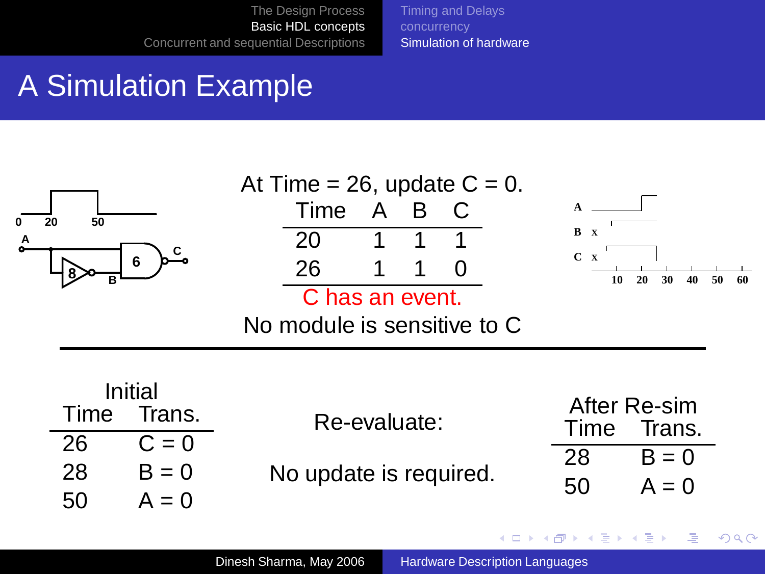# A Simulation Example

At Time = 26, update C = 0.

| Time | A | B | C |
|---|---|---|---|
| 20 | 1 | 1 | 1 |
| 26 | 1 | 1 | 0 |

C has an event.

No module is sensitive to C

| Initial | |
|---|---|
| Time | Trans. |
| 26 | C = 0 |
| 28 | B = 0 |
| 50 | A = 0 |

Re-evaluate:

No update is required.

| After Re-sim | |
|---|---|
| Time | Trans. |
| 28 | B = 0 |
| 50 | A = 0 |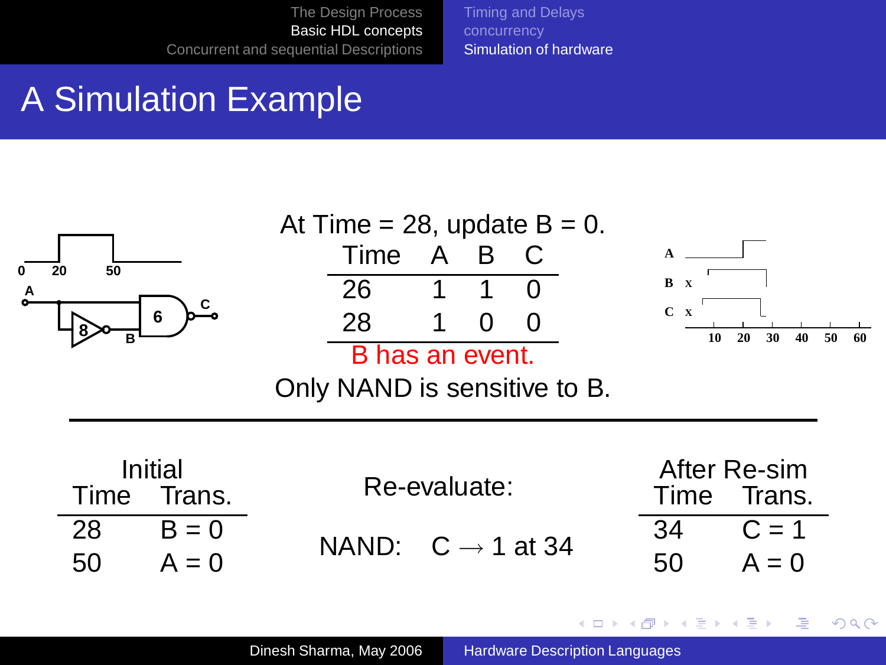# A Simulation Example

At Time = 28, update B = 0.

| Time | A | B | C |
|---|---|---|---|
| 26 | 1 | 1 | 0 |
| 28 | 1 | 0 | 0 |

B has an event.

Only NAND is sensitive to B.

---

**Initial**

| Time | Trans. |
|---|---|
| 28 | B = 0 |
| 50 | A = 0 |

**Re-evaluate:**

NAND: C $\rightarrow$ 1 at 34

**After Re-sim**

| Time | Trans. |
|---|---|
| 34 | C = 1 |
| 50 | A = 0 |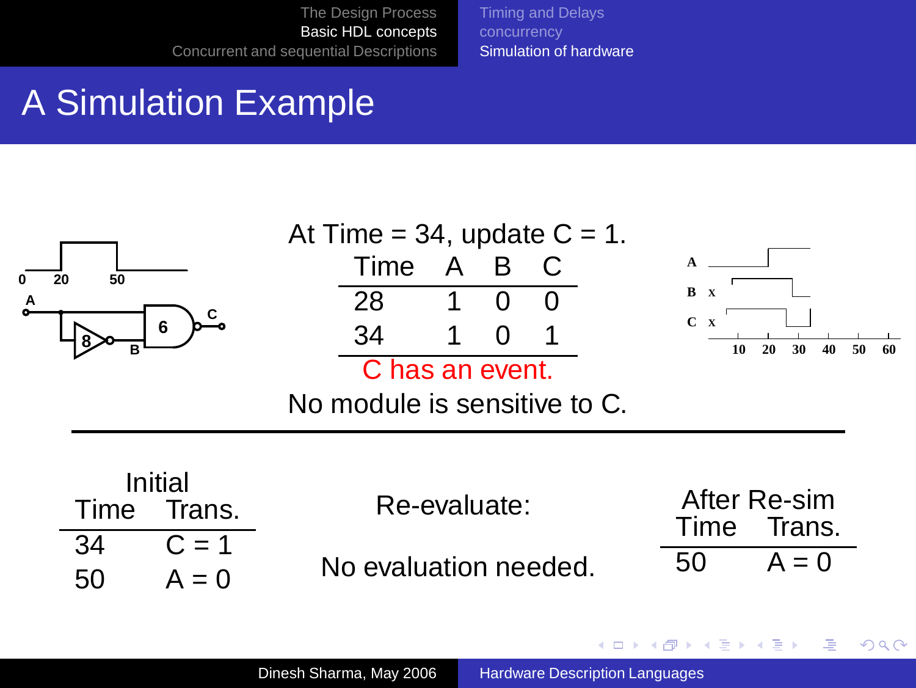# A Simulation Example

At Time = 34, update C = 1.

| Time | A | B | C |
|---|---|---|---|
| 28 | 1 | 0 | 0 |
| 34 | 1 | 0 | 1 |

C has an event.

No module is sensitive to C.

**Initial**

| Time | Trans. |
|---|---|
| 34 | C = 1 |
| 50 | A = 0 |

Re-evaluate:

No evaluation needed.

**After Re-sim**

| Time | Trans. |
|---|---|
| 50 | A = 0 |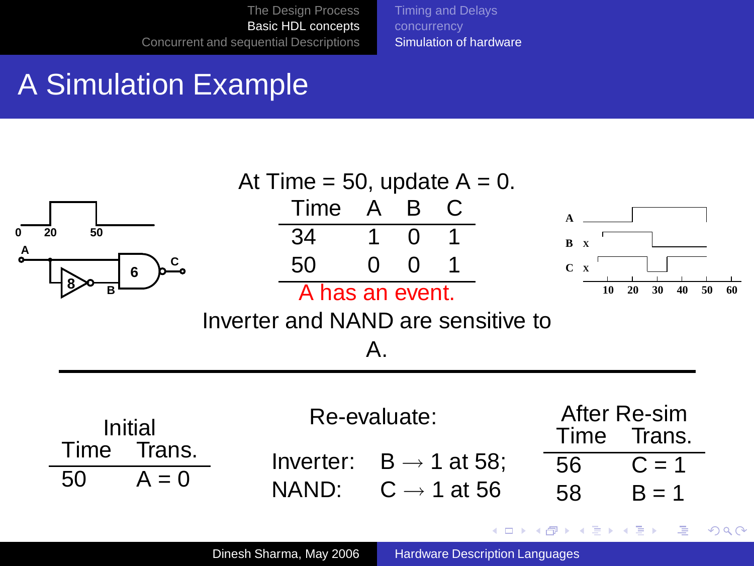# A Simulation Example

At Time = 50, update A = 0.

| Time | A | B | C |
|---|---|---|---|
| 34 | 1 | 0 | 1 |
| 50 | 0 | 0 | 1 |

A has an event.

Inverter and NAND are sensitive to A.

---

Initial

| Time | Trans. |
|---|---|
| 50 | A = 0 |

Re-evaluate:

Inverter: B $\rightarrow$ 1 at 58;
NAND: C $\rightarrow$ 1 at 56

After Re-sim

| Time | Trans. |
|---|---|
| 56 | C = 1 |
| 58 | B = 1 |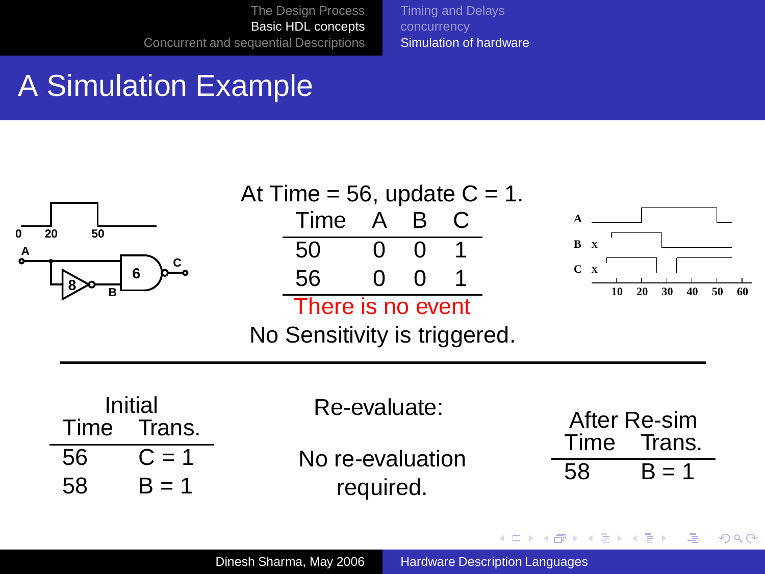# A Simulation Example

At Time = 56, update C = 1.

| Time | A | B | C |
|---|---|---|---|
| 50 | 0 | 0 | 1 |
| 56 | 0 | 0 | 1 |

There is no event

No Sensitivity is triggered.

---

**Initial**

| Time | Trans. |
|---|---|
| 56 | C = 1 |
| 58 | B = 1 |

Re-evaluate:

No re-evaluation required.

**After Re-sim**

| Time | Trans. |
|---|---|
| 58 | B = 1 |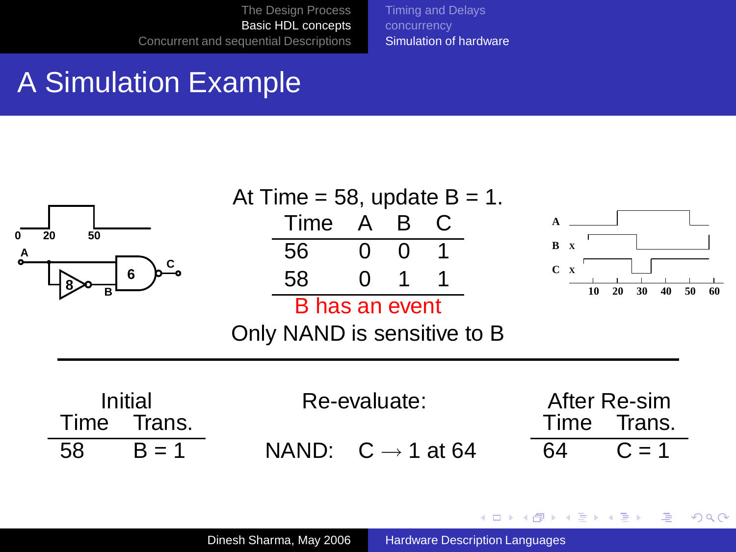## A Simulation Example

At Time = 58, update B = 1.

| Time | A | B | C |
|---|---|---|---|
| 56 | 0 | 0 | 1 |
| 58 | 0 | 1 | 1 |

B has an event

Only NAND is sensitive to B

| Initial | |
|---|---|
| Time | Trans. |
| 58 | B = 1 |

Re-evaluate:

NAND: C $\rightarrow$ 1 at 64

| After Re-sim | |
|---|---|
| Time | Trans. |
| 64 | C = 1 |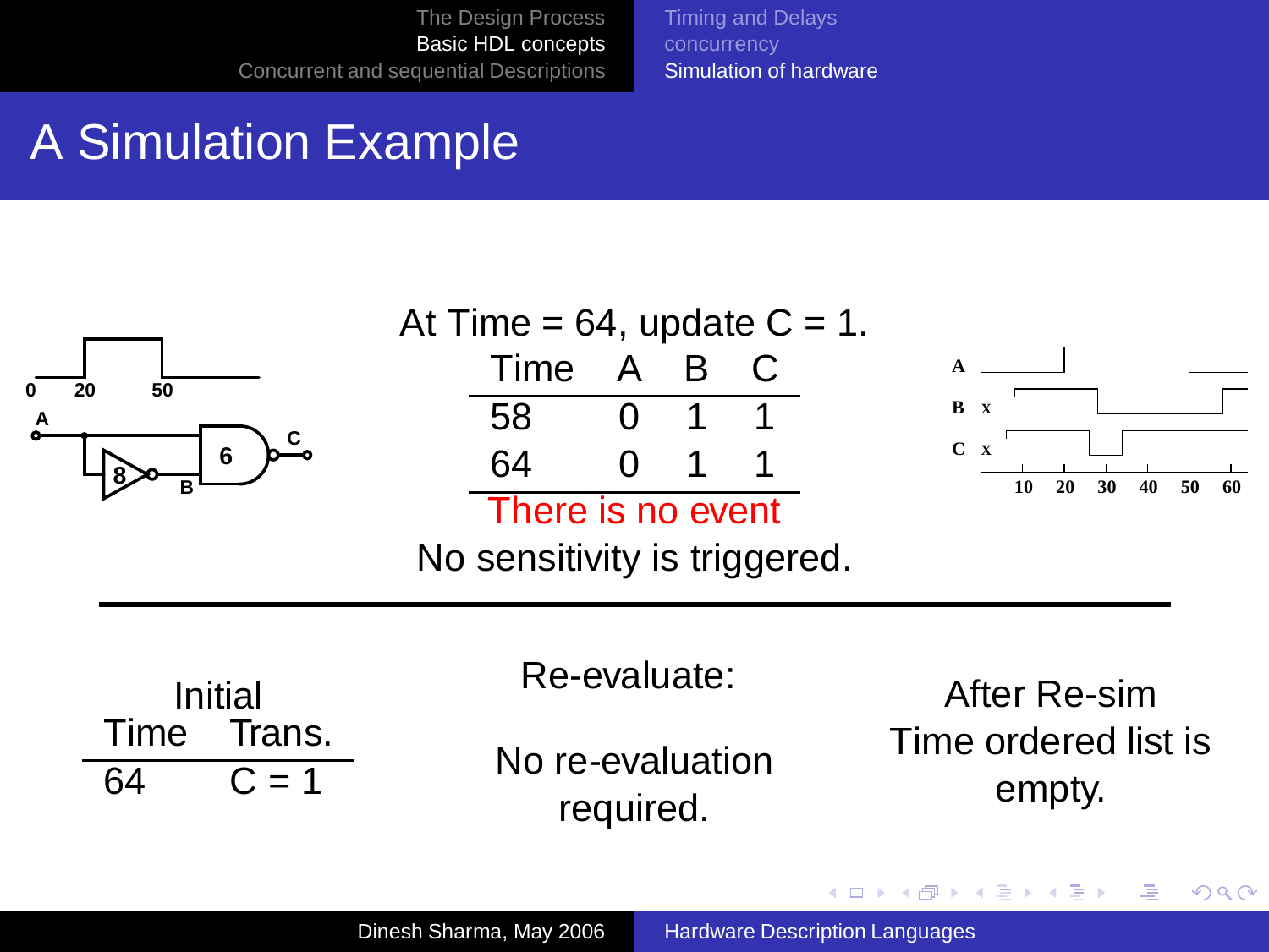# A Simulation Example

At Time = 64, update C = 1.

| Time | A | B | C |
|---|---|---|---|
| 58 | 0 | 1 | 1 |
| 64 | 0 | 1 | 1 |

There is no event

No sensitivity is triggered.

| Initial | |
|---|---|
| Time | Trans. |
| 64 | C = 1 |

Re-evaluate:

No re-evaluation required.

After Re-sim

Time ordered list is empty.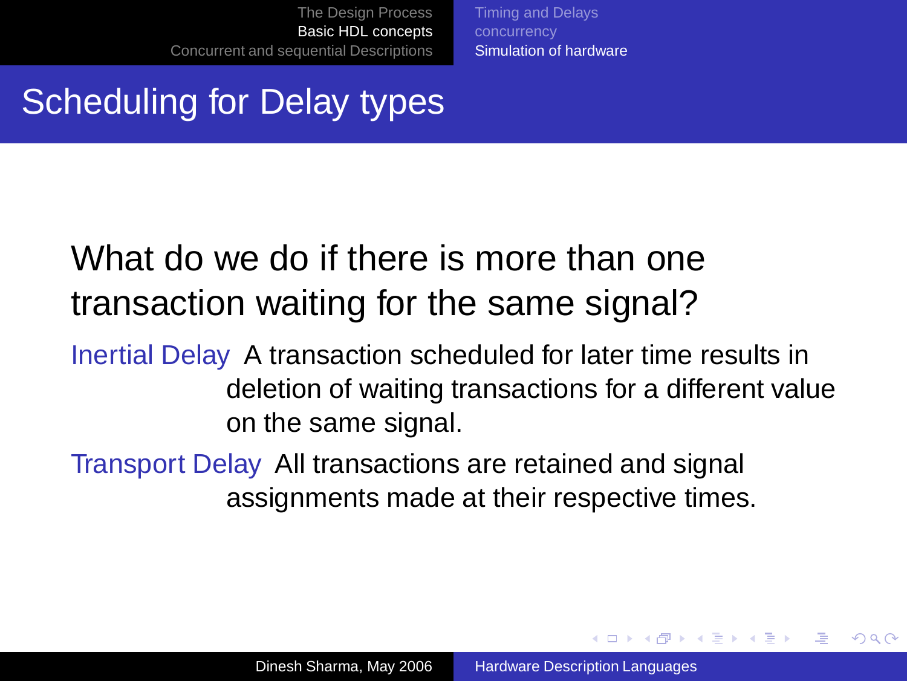## Scheduling for Delay types

What do we do if there is more than one transaction waiting for the same signal?

**Inertial Delay** A transaction scheduled for later time results in deletion of waiting transactions for a different value on the same signal.

**Transport Delay** All transactions are retained and signal assignments made at their respective times.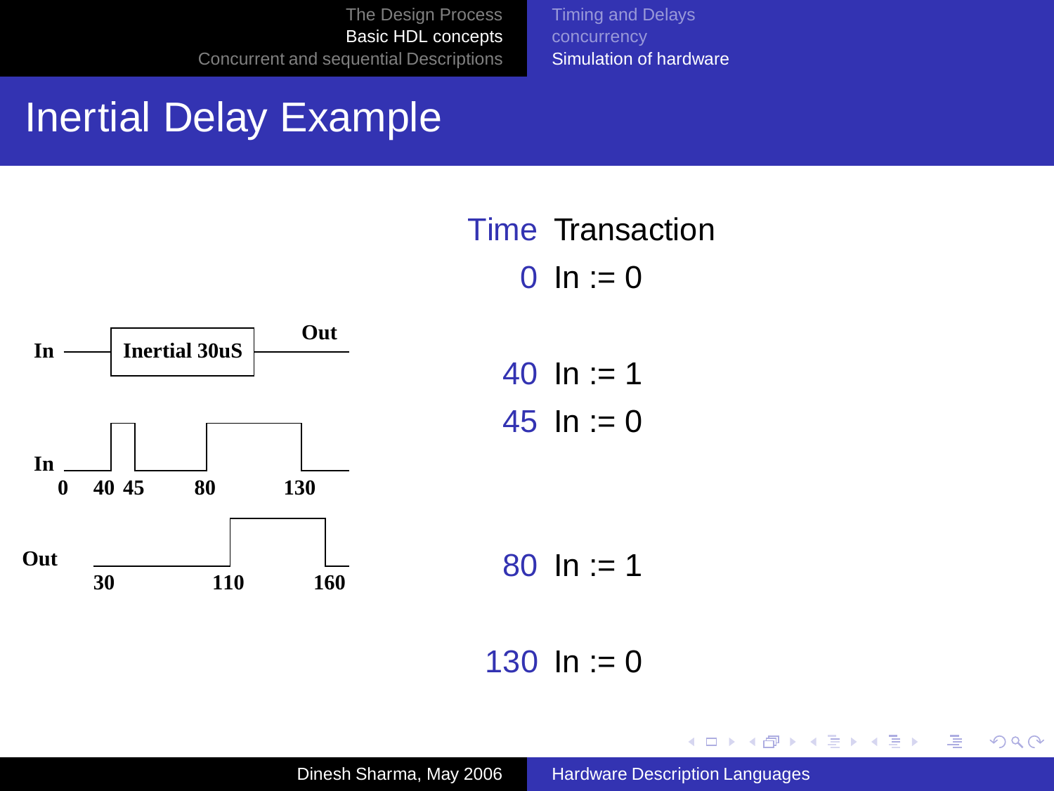# Inertial Delay Example

In → **Inertial 30uS** → Out

In: 0, 40, 45, 80, 130

Out: 30, 110, 160

| Time | Transaction |
|---|---|
| 0 | In := 0 |
| 40 | In := 1 |
| 45 | In := 0 |
| 80 | In := 1 |
| 130 | In := 0 |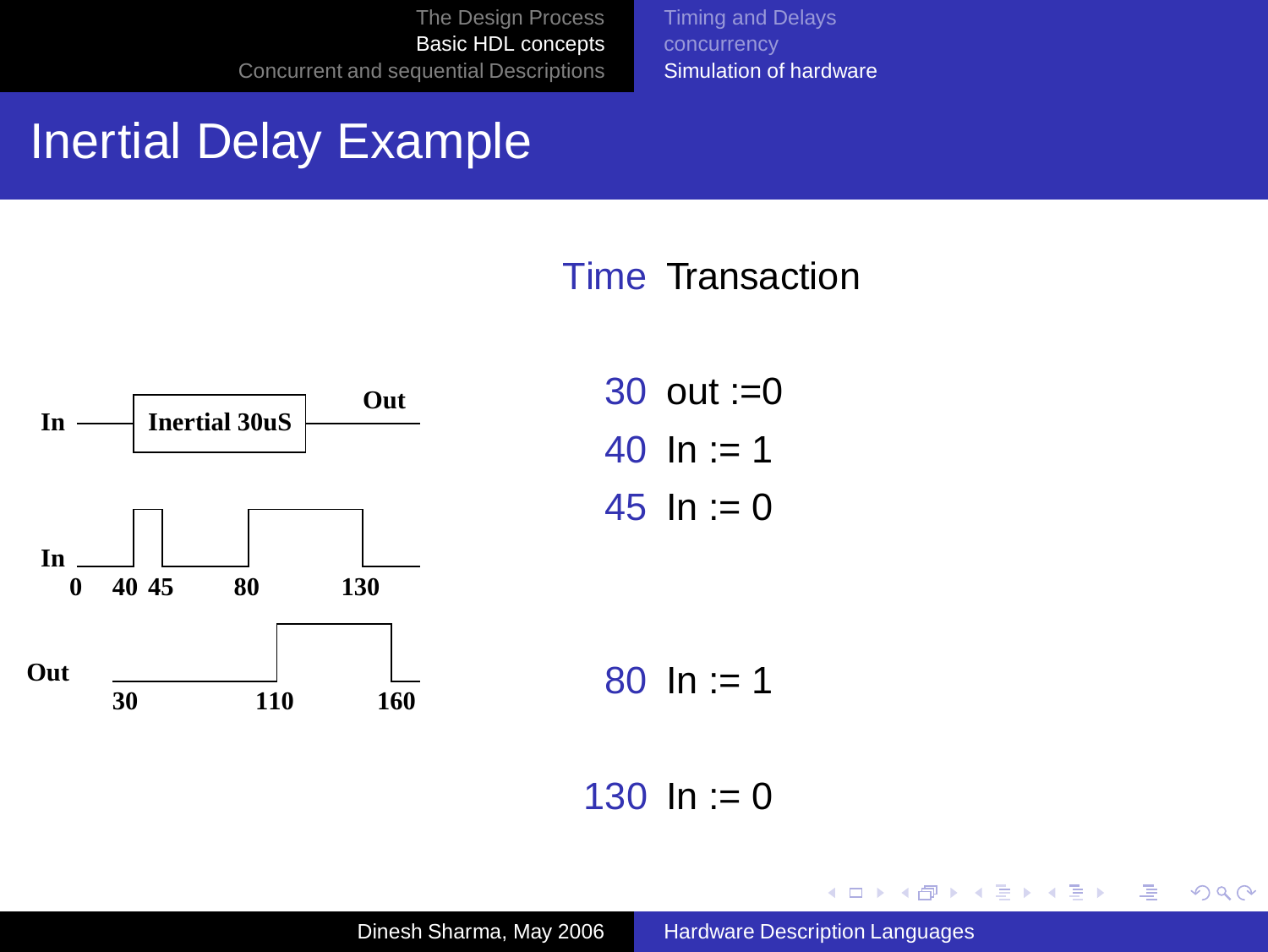# Inertial Delay Example

In → **Inertial 30uS** → Out

In: 0, 40, 45, 80, 130

Out: 30, 110, 160

| Time | Transaction |
|---|---|
| 30 | out :=0 |
| 40 | In := 1 |
| 45 | In := 0 |
| 80 | In := 1 |
| 130 | In := 0 |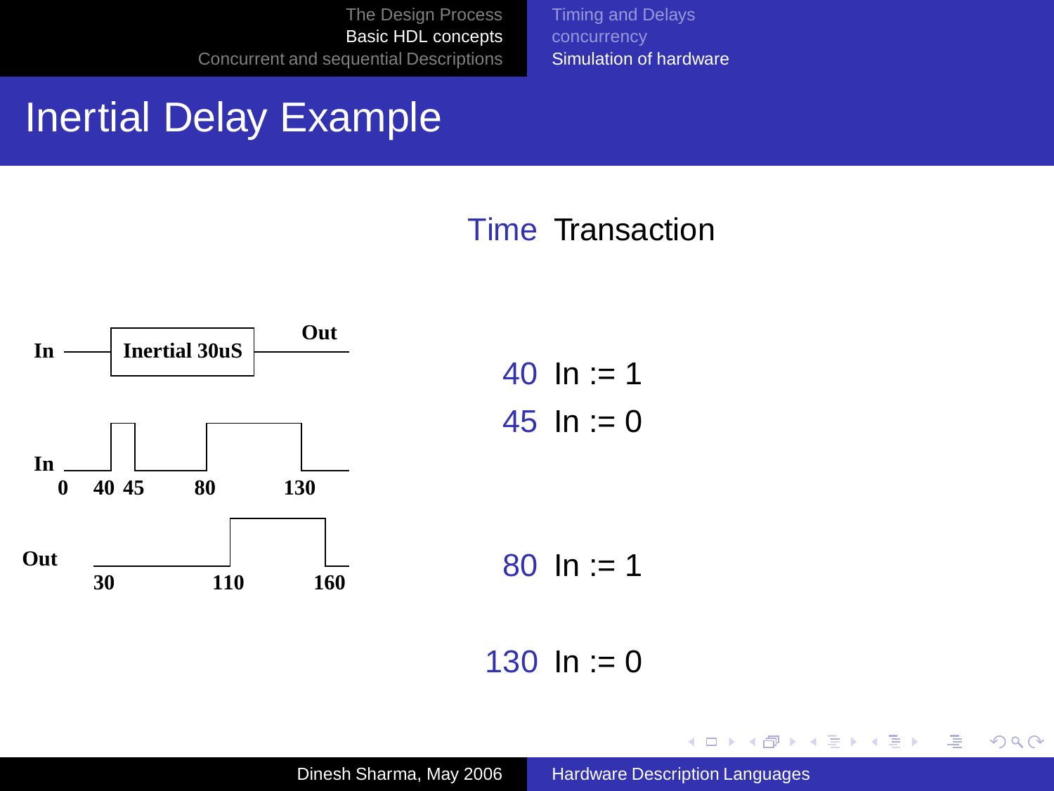# Inertial Delay Example

| Time | Transaction |
|---|---|
| 40 | In := 1 |
| 45 | In := 0 |
| 80 | In := 1 |
| 130 | In := 0 |

In — Inertial 30uS — Out

In: 0, 40, 45, 80, 130

Out: 30, 110, 160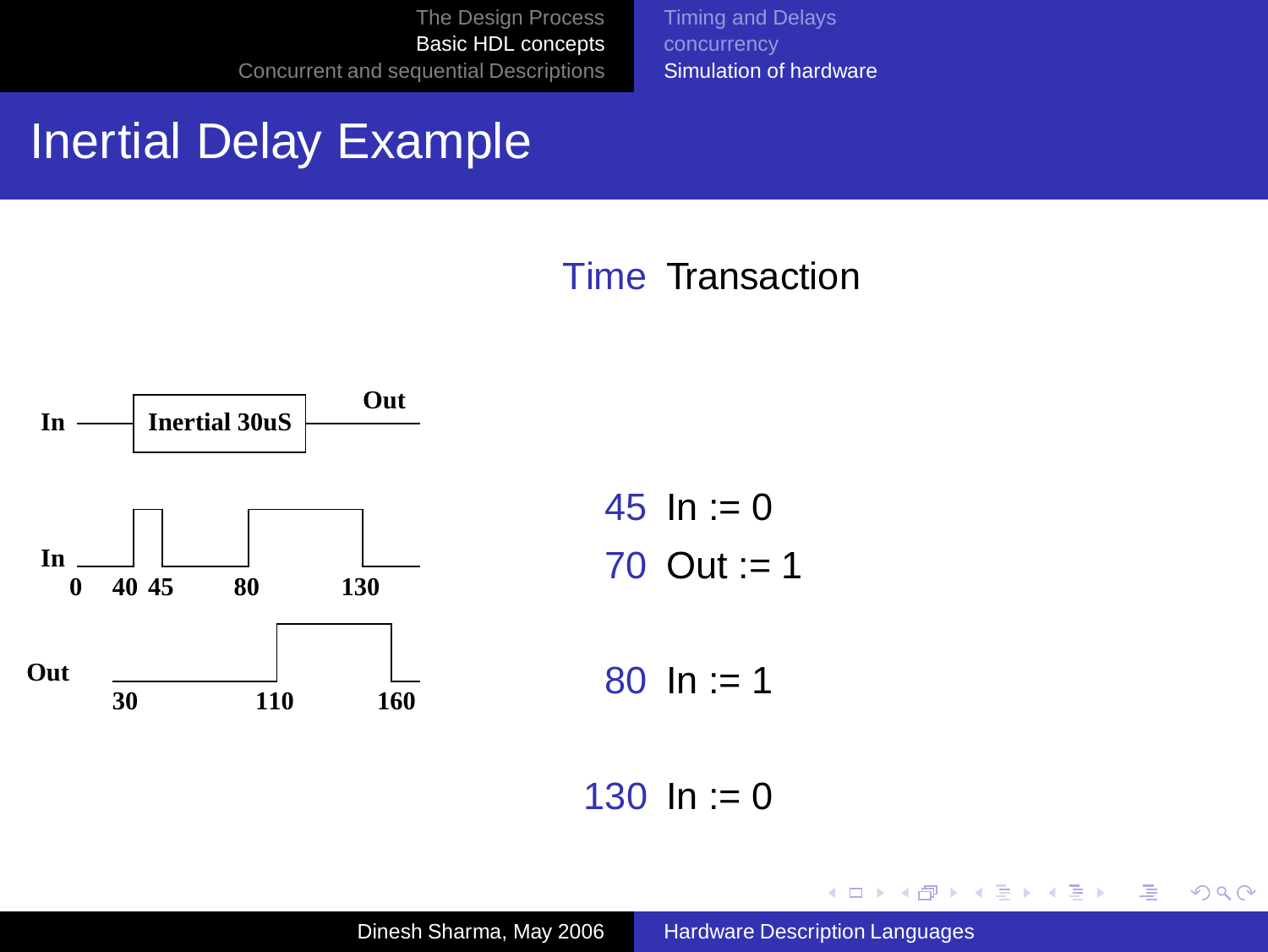# Inertial Delay Example

In — Inertial 30uS — Out

In: 0, 40, 45, 80, 130

Out: 30, 110, 160

| Time | Transaction |
|---|---|
| 45 | In := 0 |
| 70 | Out := 1 |
| 80 | In := 1 |
| 130 | In := 0 |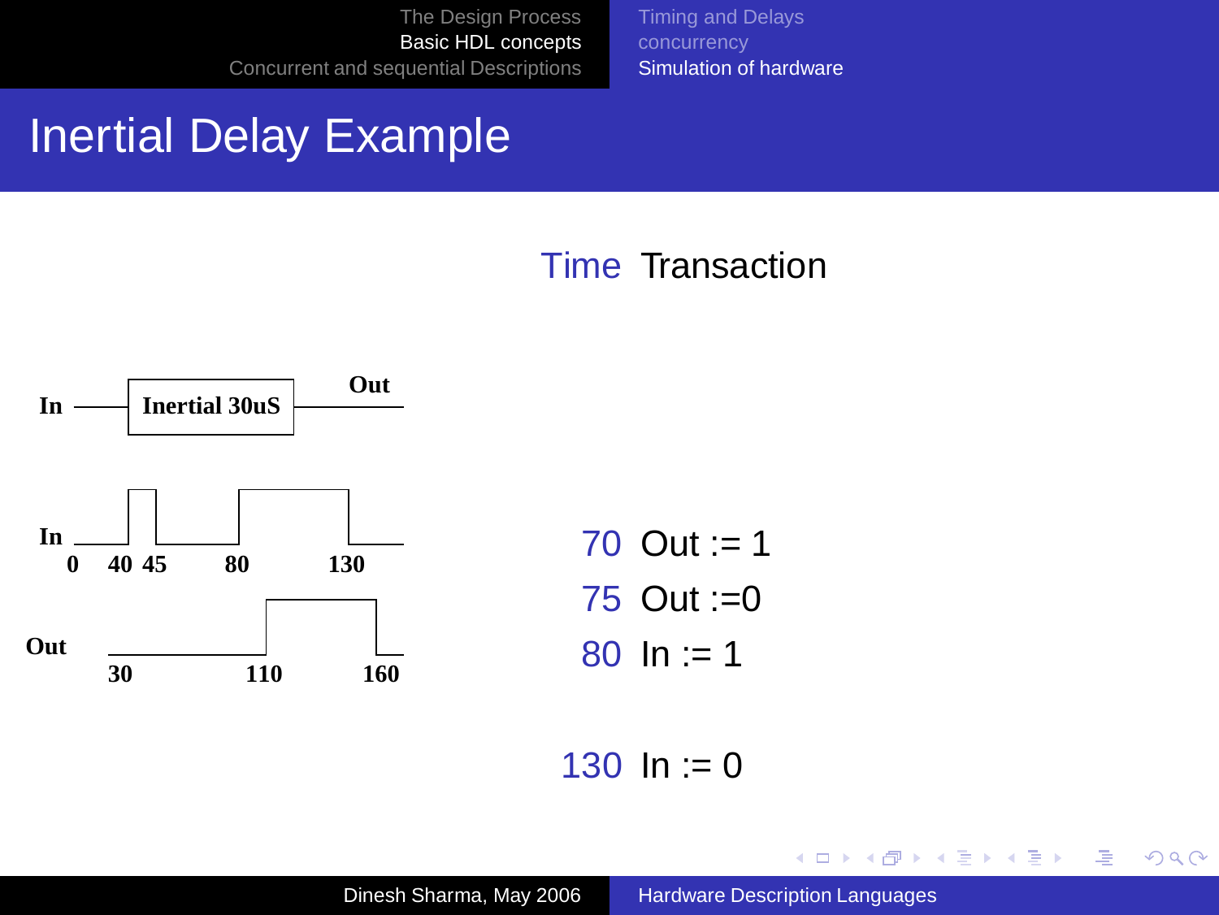# Inertial Delay Example

In —— [Inertial 30uS] —— Out

In: 0, 40, 45, 80, 130

Out: 30, 110, 160

| Time | Transaction |
|---|---|
| 70 | Out := 1 |
| 75 | Out :=0 |
| 80 | In := 1 |
| 130 | In := 0 |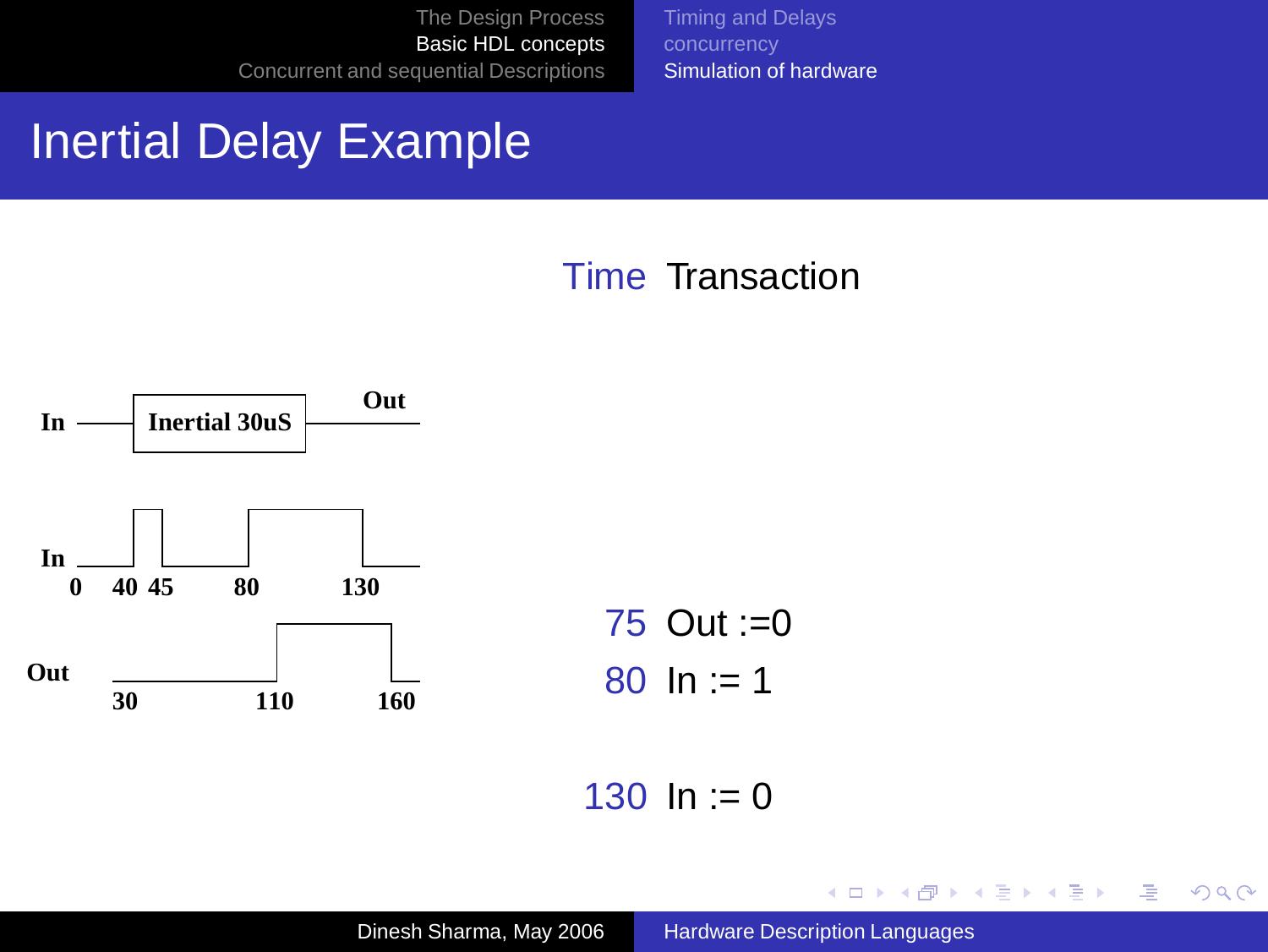# Inertial Delay Example

In — Inertial 30uS — Out

In: 0, 40, 45, 80, 130

Out: 30, 110, 160

| Time | Transaction |
|---|---|
| 75 | Out :=0 |
| 80 | In := 1 |
| 130 | In := 0 |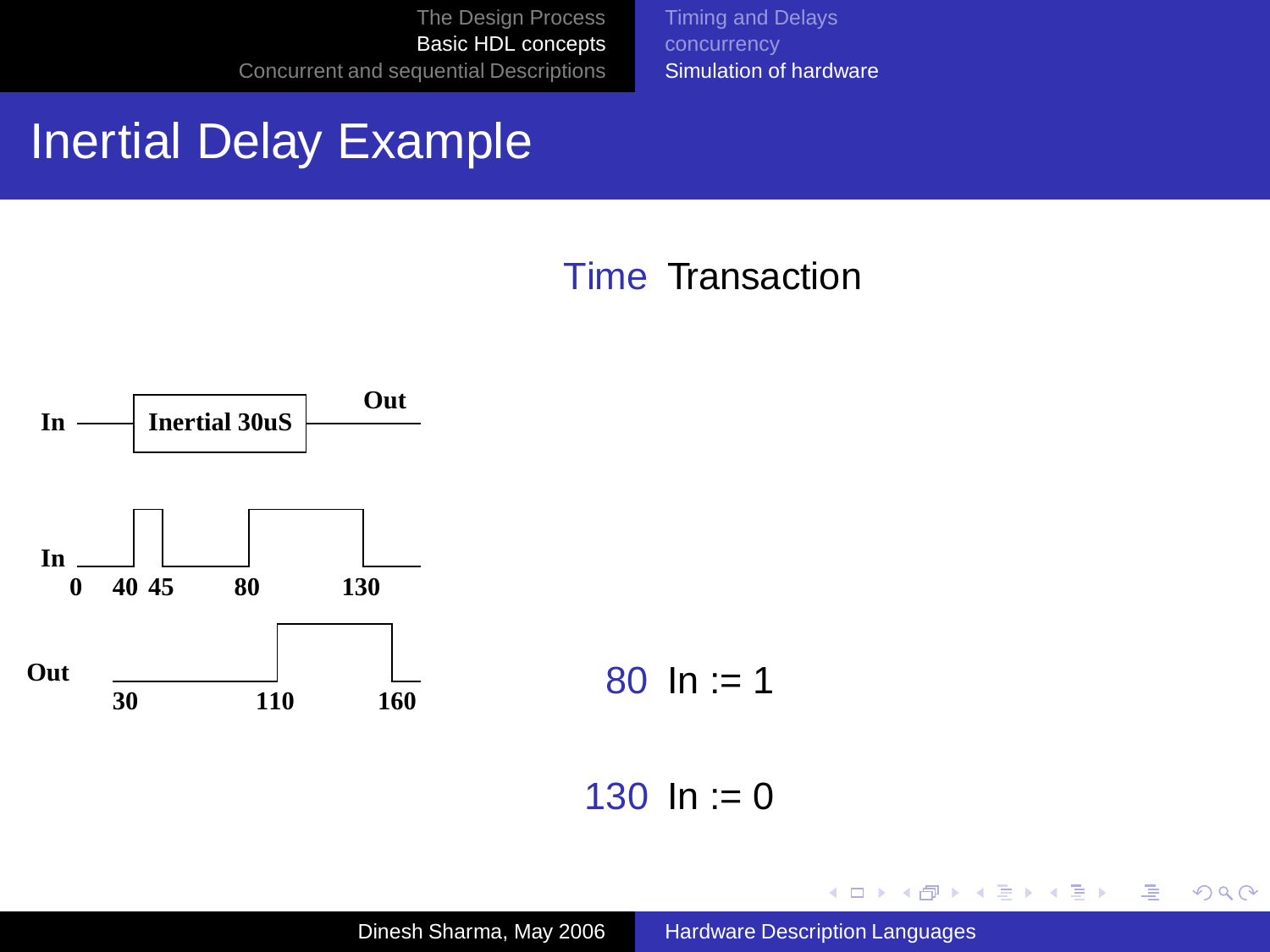# Inertial Delay Example

In → Inertial 30uS → Out

In: 0, 40, 45, 80, 130

Out: 30, 110, 160

| Time | Transaction |
|---|---|
| 80 | In := 1 |
| 130 | In := 0 |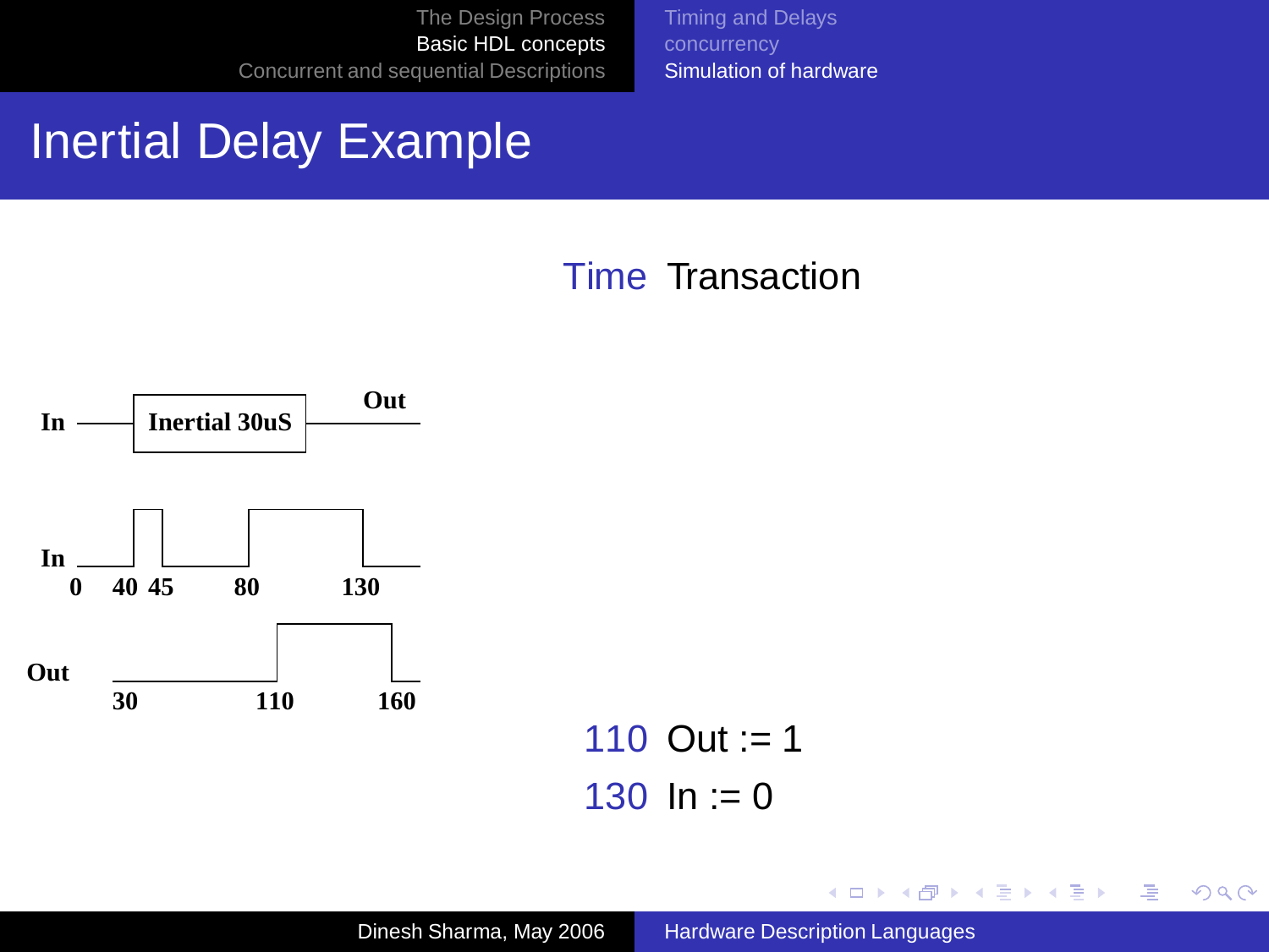# Inertial Delay Example

In —[ Inertial 30uS ]— Out

In: 0, 40, 45, 80, 130

Out: 30, 110, 160

| Time | Transaction |
|---|---|
| 110 | Out := 1 |
| 130 | In := 0 |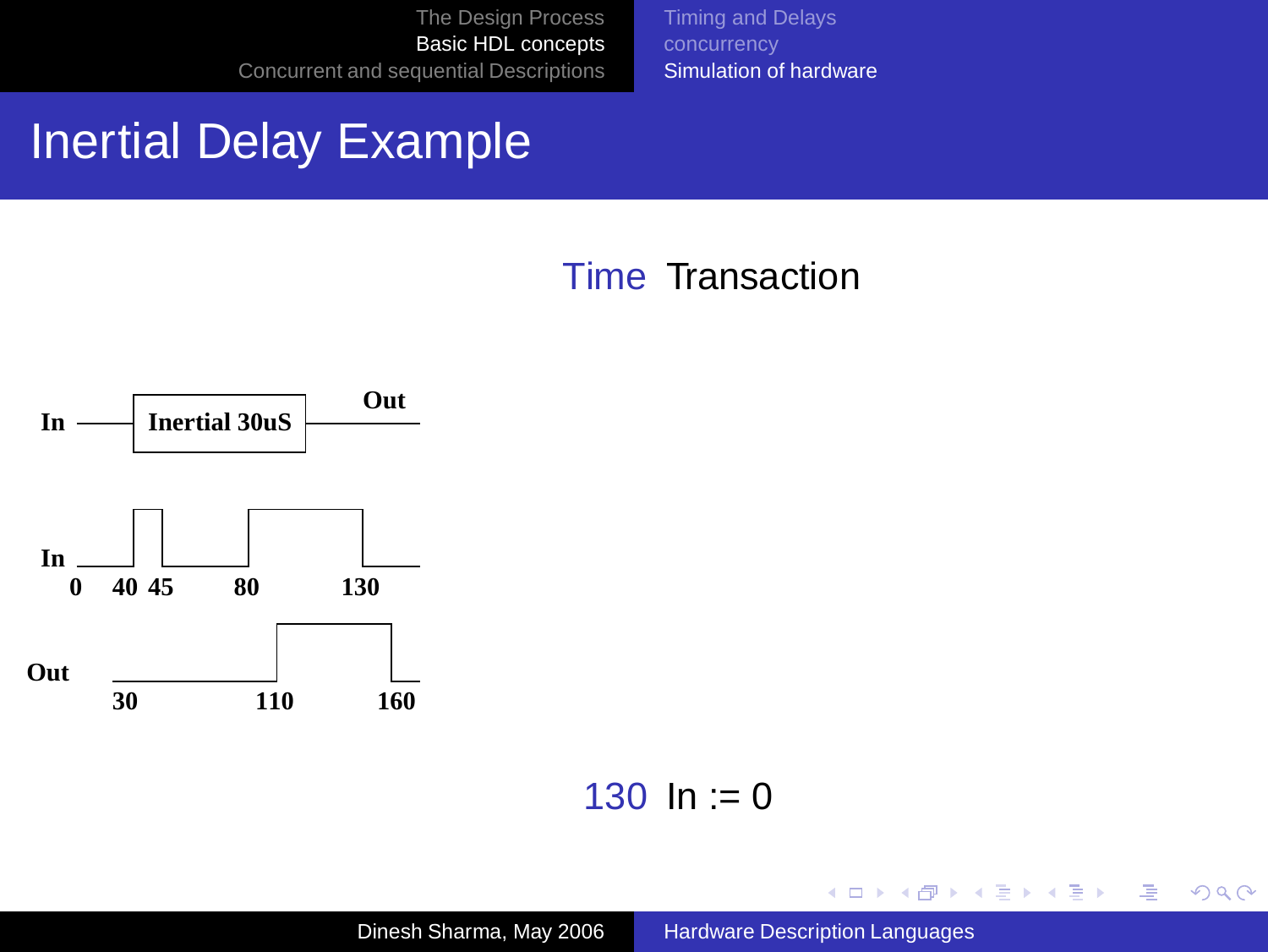# Inertial Delay Example

In —— **Inertial 30uS** —— Out

In: 0, 40, 45, 80, 130

Out: 30, 110, 160

| Time | Transaction |
|---|---|
| 130 | In := 0 |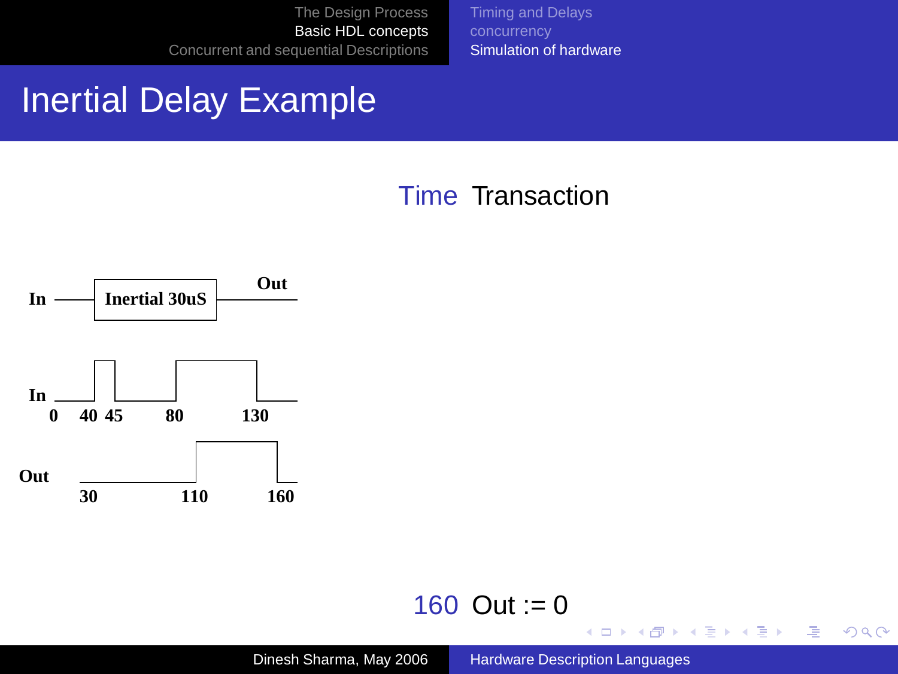# Inertial Delay Example

In → **Inertial 30uS** → Out

In: 0, 40, 45, 80, 130

Out: 30, 110, 160

| Time | Transaction |
| --- | --- |
| 160 | Out := 0 |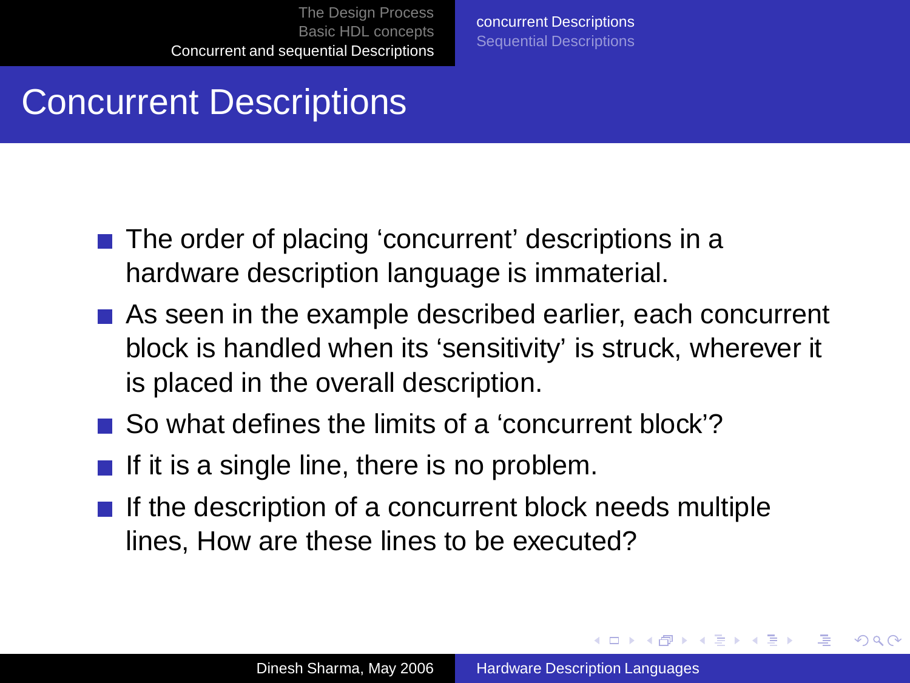# Concurrent Descriptions

- The order of placing 'concurrent' descriptions in a hardware description language is immaterial.
- As seen in the example described earlier, each concurrent block is handled when its 'sensitivity' is struck, wherever it is placed in the overall description.
- So what defines the limits of a 'concurrent block'?
- If it is a single line, there is no problem.
- If the description of a concurrent block needs multiple lines, How are these lines to be executed?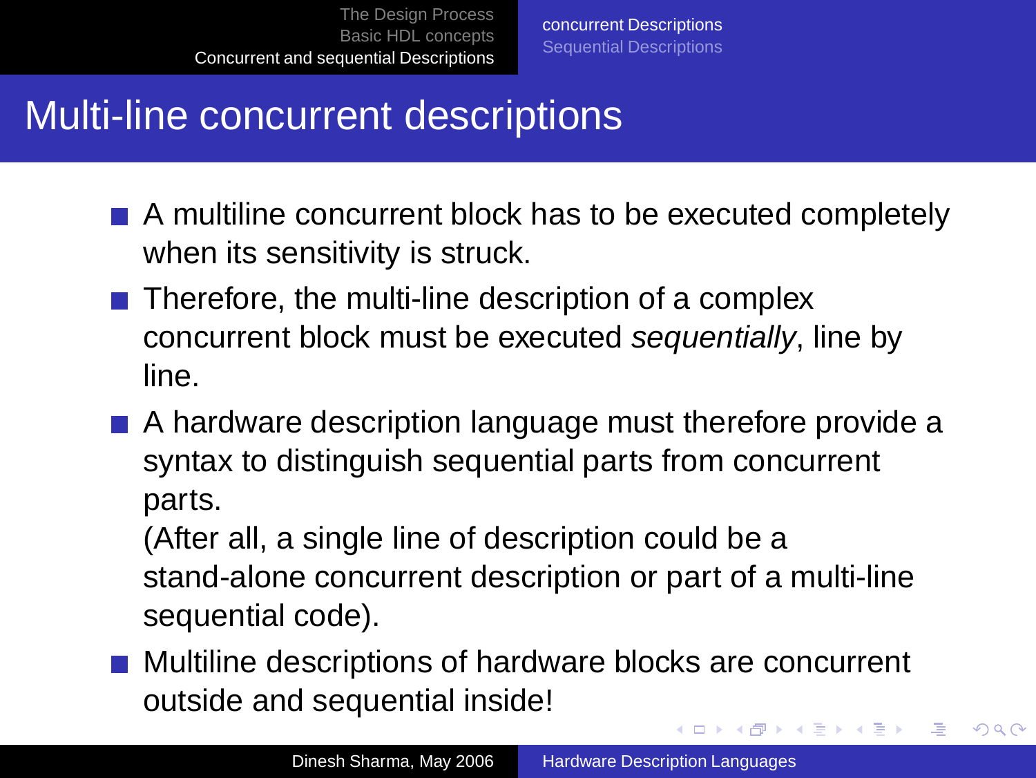# Multi-line concurrent descriptions

- A multiline concurrent block has to be executed completely when its sensitivity is struck.
- Therefore, the multi-line description of a complex concurrent block must be executed *sequentially*, line by line.
- A hardware description language must therefore provide a syntax to distinguish sequential parts from concurrent parts.
  (After all, a single line of description could be a stand-alone concurrent description or part of a multi-line sequential code).
- Multiline descriptions of hardware blocks are concurrent outside and sequential inside!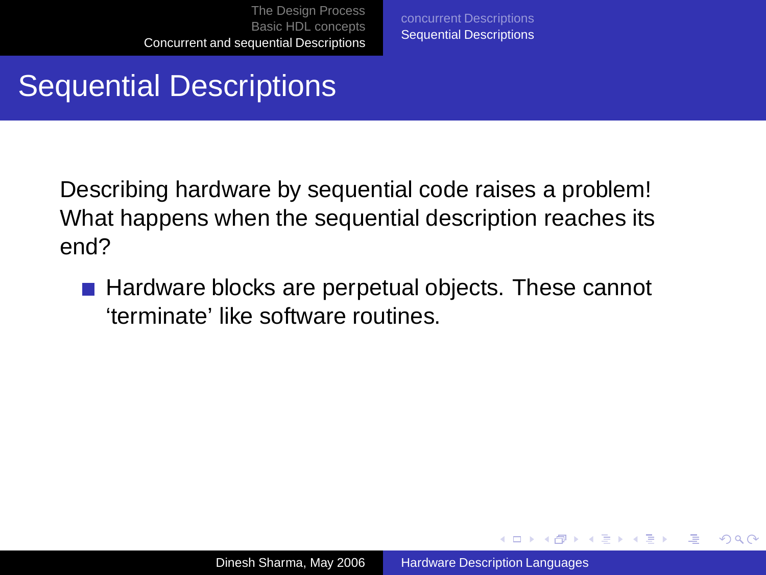# Sequential Descriptions

Describing hardware by sequential code raises a problem! What happens when the sequential description reaches its end?

- Hardware blocks are perpetual objects. These cannot ‘terminate’ like software routines.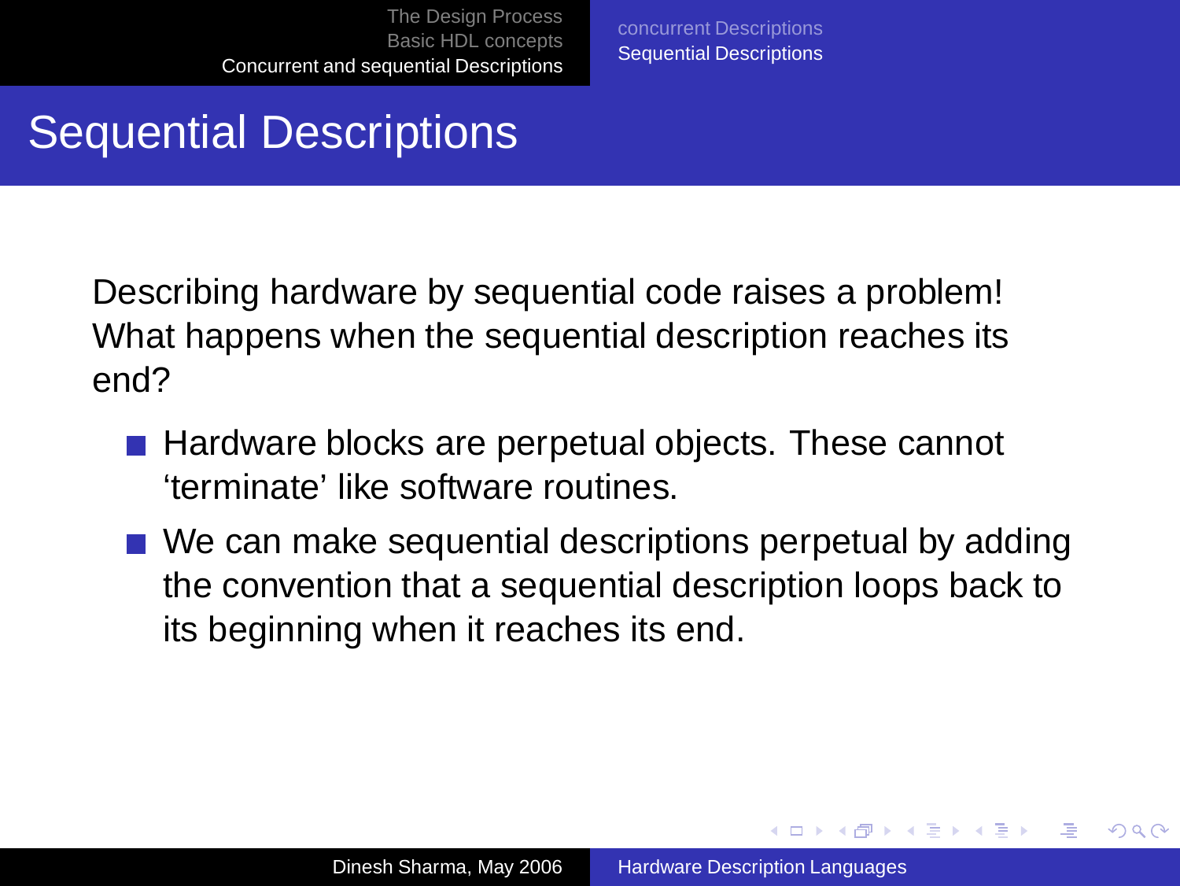# Sequential Descriptions

Describing hardware by sequential code raises a problem! What happens when the sequential description reaches its end?

- Hardware blocks are perpetual objects. These cannot ‘terminate’ like software routines.
- We can make sequential descriptions perpetual by adding the convention that a sequential description loops back to its beginning when it reaches its end.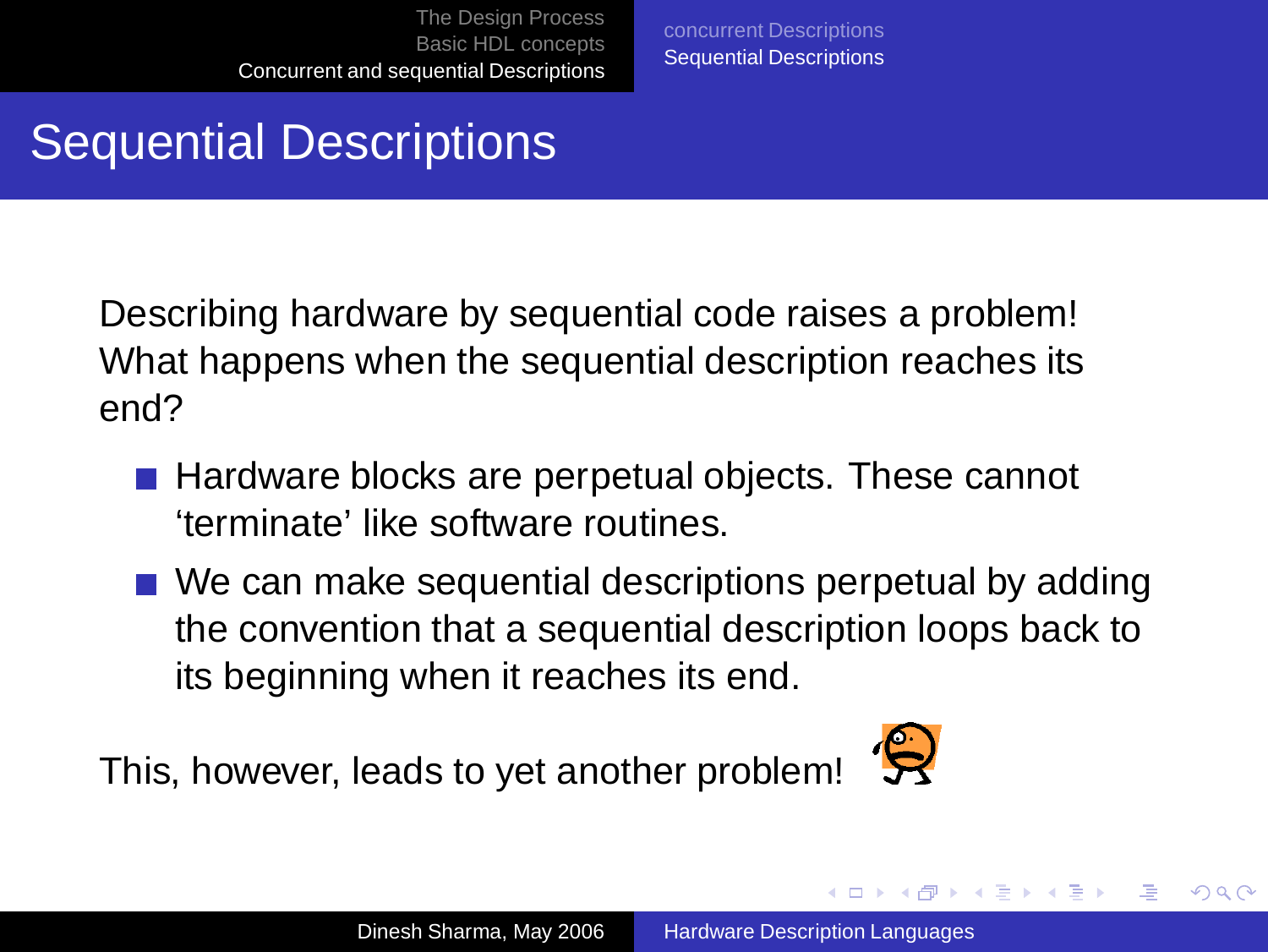# Sequential Descriptions

Describing hardware by sequential code raises a problem! What happens when the sequential description reaches its end?

- Hardware blocks are perpetual objects. These cannot ‘terminate’ like software routines.
- We can make sequential descriptions perpetual by adding the convention that a sequential description loops back to its beginning when it reaches its end.

This, however, leads to yet another problem!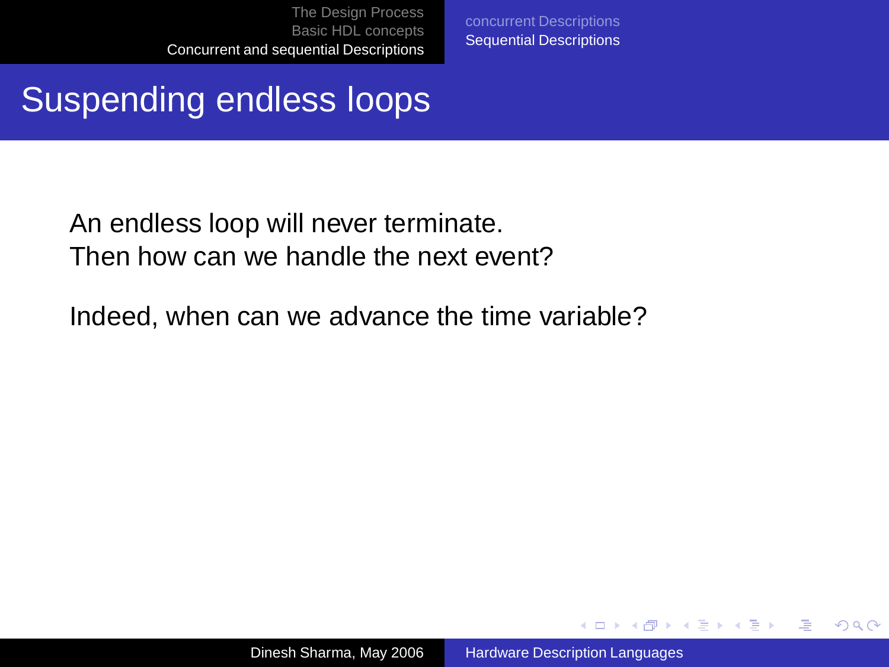# Suspending endless loops

An endless loop will never terminate.
Then how can we handle the next event?

Indeed, when can we advance the time variable?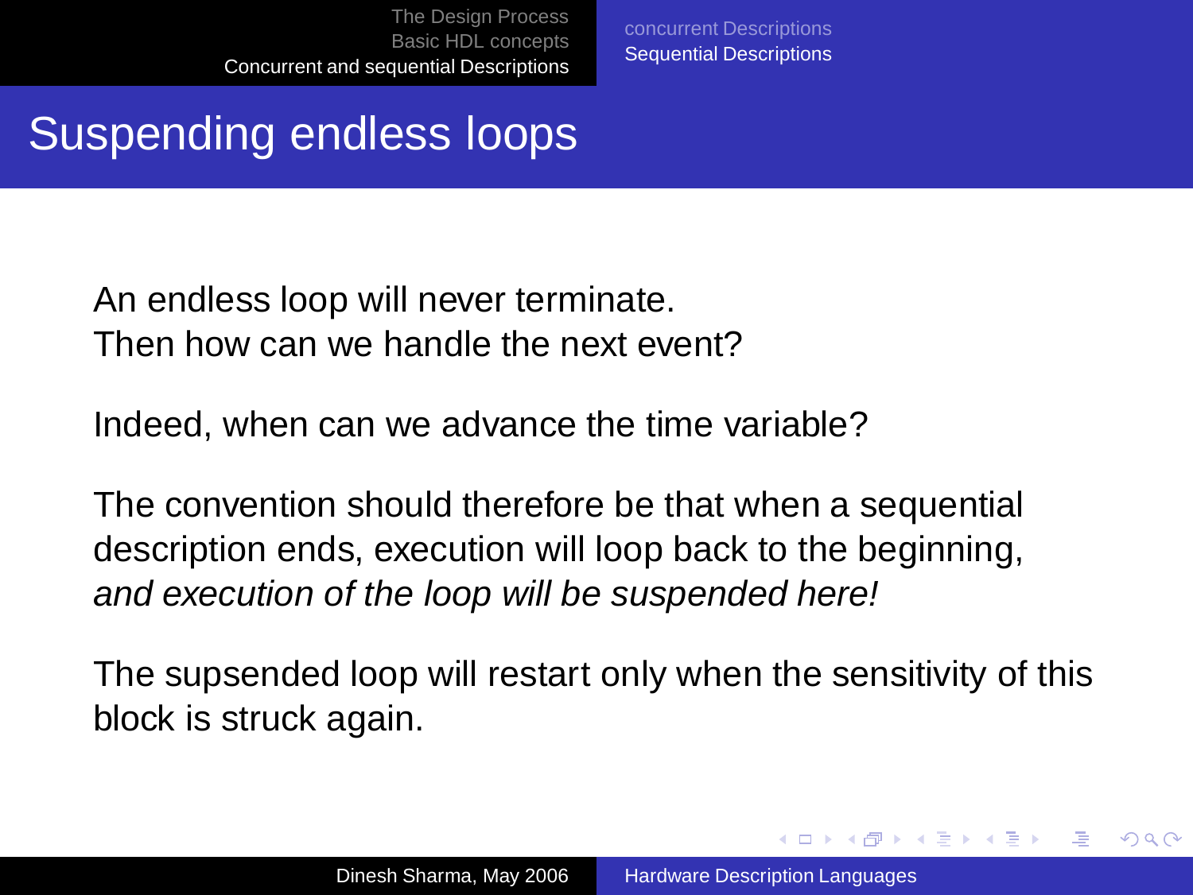# Suspending endless loops

An endless loop will never terminate.
Then how can we handle the next event?

Indeed, when can we advance the time variable?

The convention should therefore be that when a sequential description ends, execution will loop back to the beginning, *and execution of the loop will be suspended here!*

The supsended loop will restart only when the sensitivity of this block is struck again.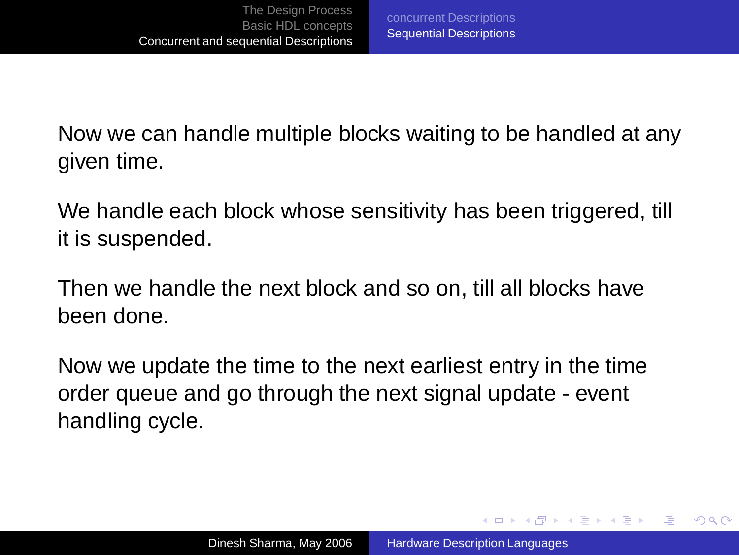Now we can handle multiple blocks waiting to be handled at any given time.

We handle each block whose sensitivity has been triggered, till it is suspended.

Then we handle the next block and so on, till all blocks have been done.

Now we update the time to the next earliest entry in the time order queue and go through the next signal update - event handling cycle.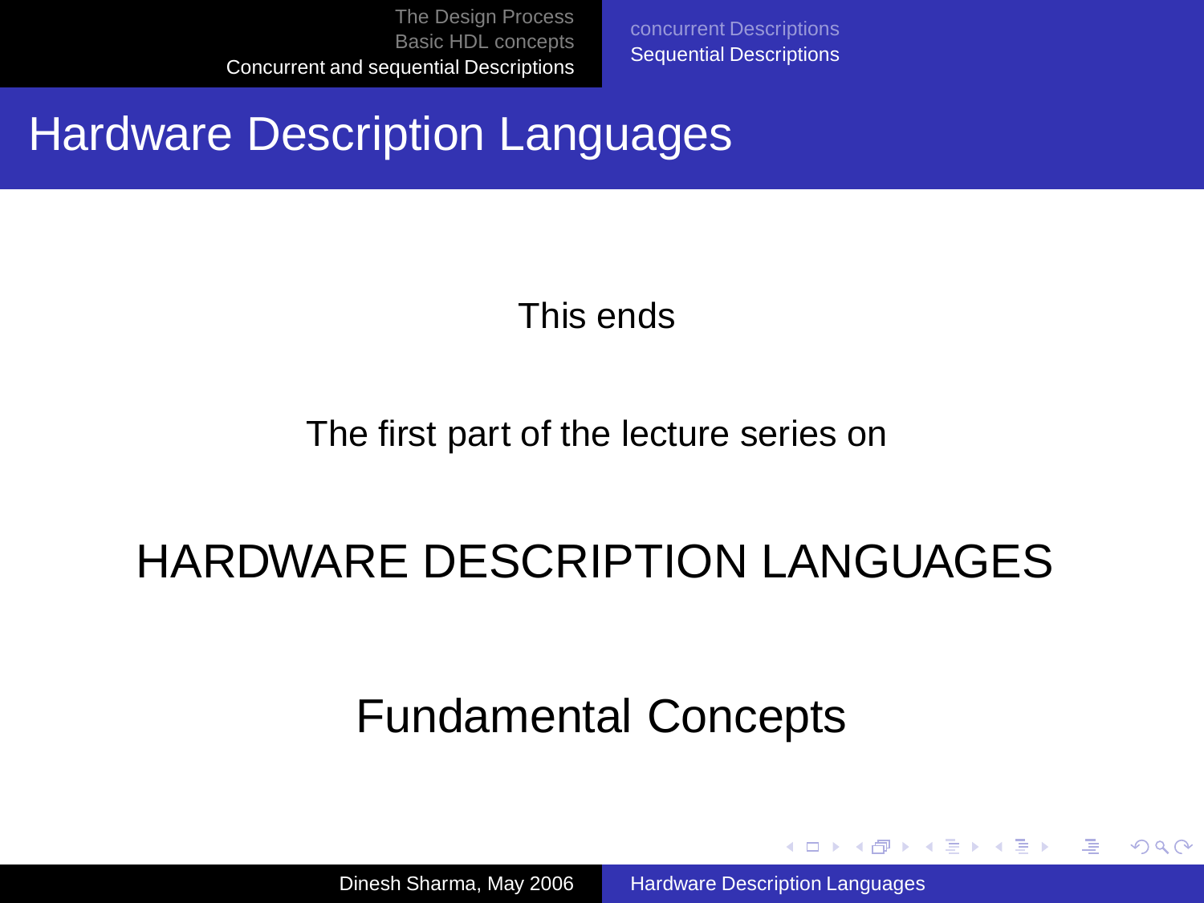# Hardware Description Languages

This ends

The first part of the lecture series on

HARDWARE DESCRIPTION LANGUAGES

Fundamental Concepts